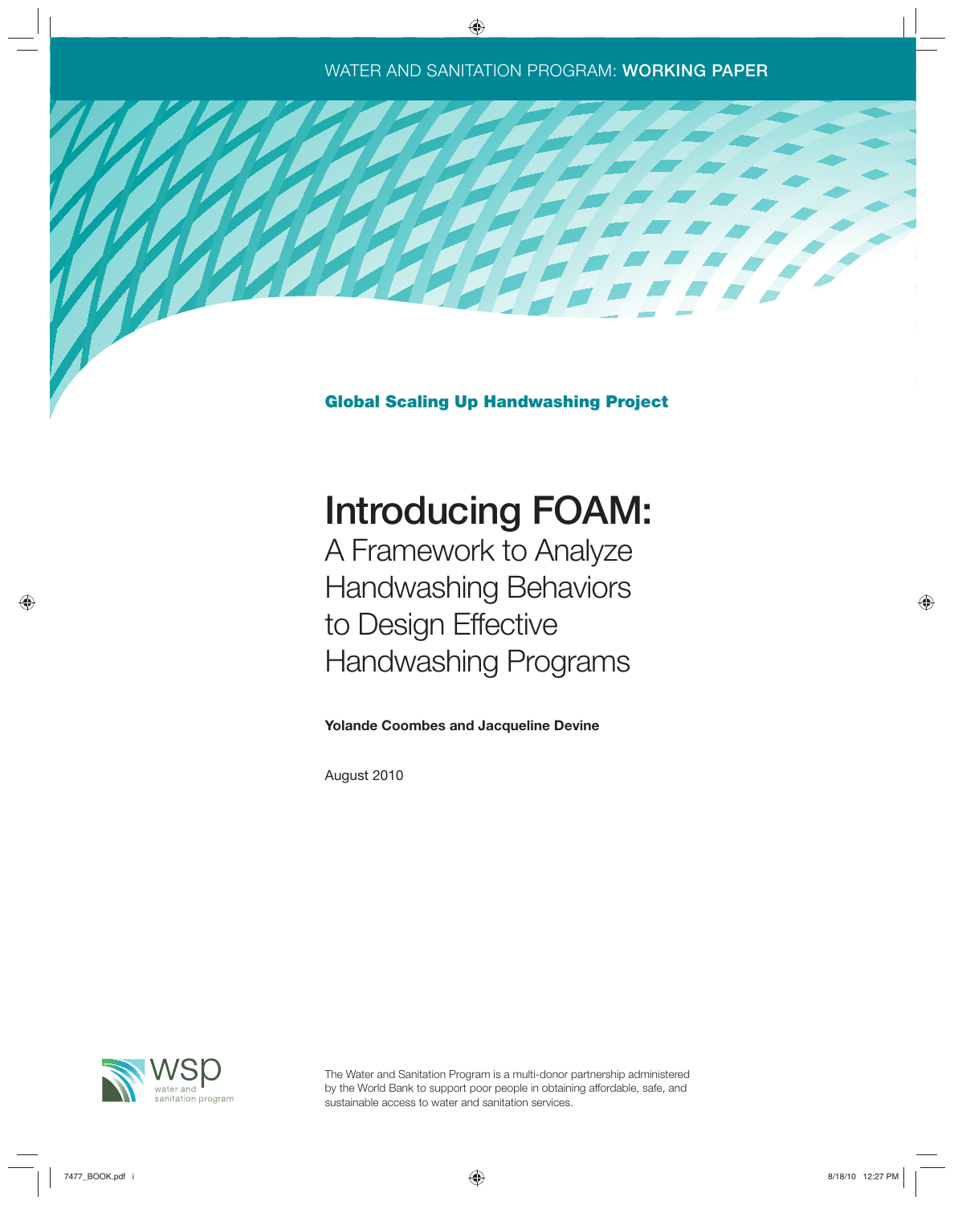WATER AND SANITATION PROGRAM: **WORKING PAPER**

**Global Scaling Up Handwashing Project**

# Introducing FOAM:

## A Framework to Analyze Handwashing Behaviors to Design Effective Handwashing Programs

**Yolande Coombes and Jacqueline Devine**

August 2010

wsp water and sanitation program

The Water and Sanitation Program is a multi-donor partnership administered by the World Bank to support poor people in obtaining affordable, safe, and sustainable access to water and sanitation services.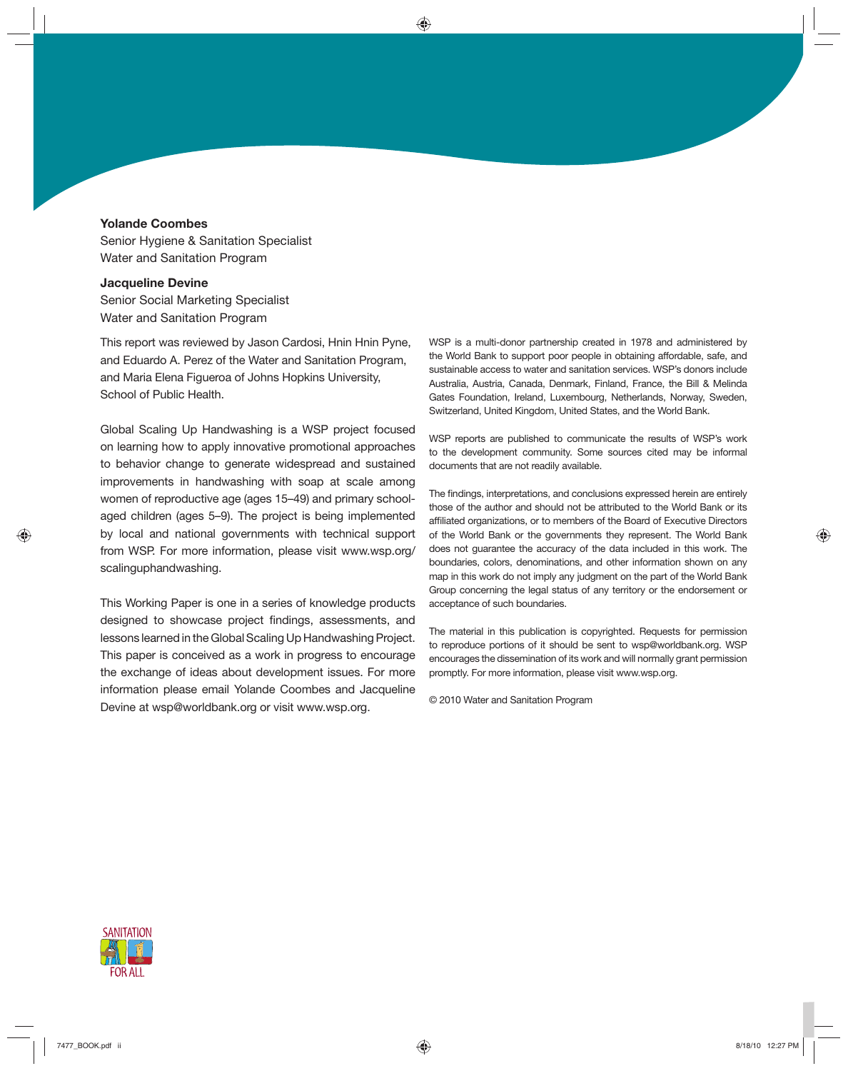**Yolande Coombes**
Senior Hygiene & Sanitation Specialist
Water and Sanitation Program

**Jacqueline Devine**
Senior Social Marketing Specialist
Water and Sanitation Program

This report was reviewed by Jason Cardosi, Hnin Hnin Pyne, and Eduardo A. Perez of the Water and Sanitation Program, and Maria Elena Figueroa of Johns Hopkins University, School of Public Health.

Global Scaling Up Handwashing is a WSP project focused on learning how to apply innovative promotional approaches to behavior change to generate widespread and sustained improvements in handwashing with soap at scale among women of reproductive age (ages 15–49) and primary school-aged children (ages 5–9). The project is being implemented by local and national governments with technical support from WSP. For more information, please visit www.wsp.org/scalinguphandwashing.

This Working Paper is one in a series of knowledge products designed to showcase project findings, assessments, and lessons learned in the Global Scaling Up Handwashing Project. This paper is conceived as a work in progress to encourage the exchange of ideas about development issues. For more information please email Yolande Coombes and Jacqueline Devine at wsp@worldbank.org or visit www.wsp.org.

WSP is a multi-donor partnership created in 1978 and administered by the World Bank to support poor people in obtaining affordable, safe, and sustainable access to water and sanitation services. WSP's donors include Australia, Austria, Canada, Denmark, Finland, France, the Bill & Melinda Gates Foundation, Ireland, Luxembourg, Netherlands, Norway, Sweden, Switzerland, United Kingdom, United States, and the World Bank.

WSP reports are published to communicate the results of WSP's work to the development community. Some sources cited may be informal documents that are not readily available.

The findings, interpretations, and conclusions expressed herein are entirely those of the author and should not be attributed to the World Bank or its affiliated organizations, or to members of the Board of Executive Directors of the World Bank or the governments they represent. The World Bank does not guarantee the accuracy of the data included in this work. The boundaries, colors, denominations, and other information shown on any map in this work do not imply any judgment on the part of the World Bank Group concerning the legal status of any territory or the endorsement or acceptance of such boundaries.

The material in this publication is copyrighted. Requests for permission to reproduce portions of it should be sent to wsp@worldbank.org. WSP encourages the dissemination of its work and will normally grant permission promptly. For more information, please visit www.wsp.org.

© 2010 Water and Sanitation Program

SANITATION FOR ALL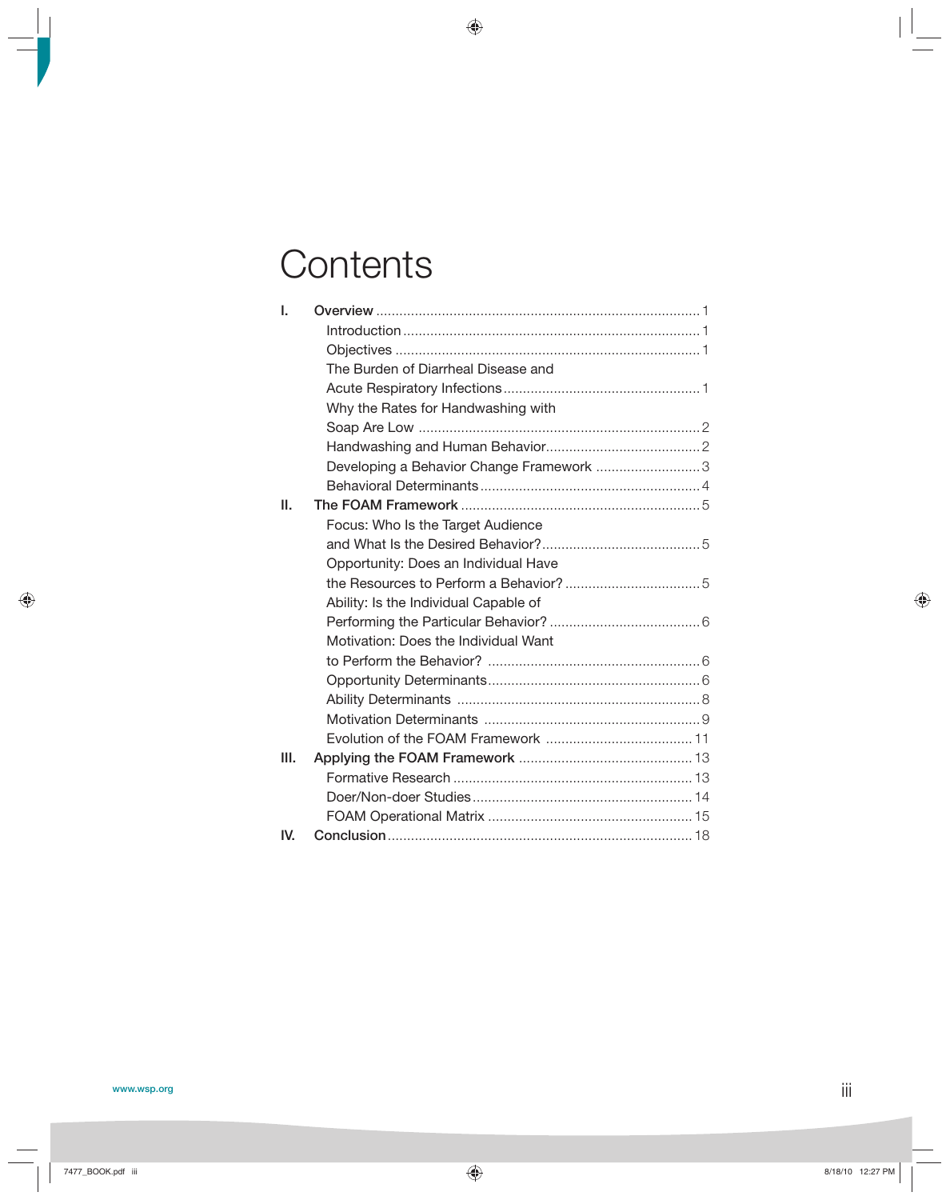# Contents

- **I. Overview** ... 1
  - Introduction ... 1
  - Objectives ... 1
  - The Burden of Diarrheal Disease and Acute Respiratory Infections ... 1
  - Why the Rates for Handwashing with Soap Are Low ... 2
  - Handwashing and Human Behavior ... 2
  - Developing a Behavior Change Framework ... 3
  - Behavioral Determinants ... 4
- **II. The FOAM Framework** ... 5
  - Focus: Who Is the Target Audience and What Is the Desired Behavior? ... 5
  - Opportunity: Does an Individual Have the Resources to Perform a Behavior? ... 5
  - Ability: Is the Individual Capable of Performing the Particular Behavior? ... 6
  - Motivation: Does the Individual Want to Perform the Behavior? ... 6
  - Opportunity Determinants ... 6
  - Ability Determinants ... 8
  - Motivation Determinants ... 9
  - Evolution of the FOAM Framework ... 11
- **III. Applying the FOAM Framework** ... 13
  - Formative Research ... 13
  - Doer/Non-doer Studies ... 14
  - FOAM Operational Matrix ... 15
- **IV. Conclusion** ... 18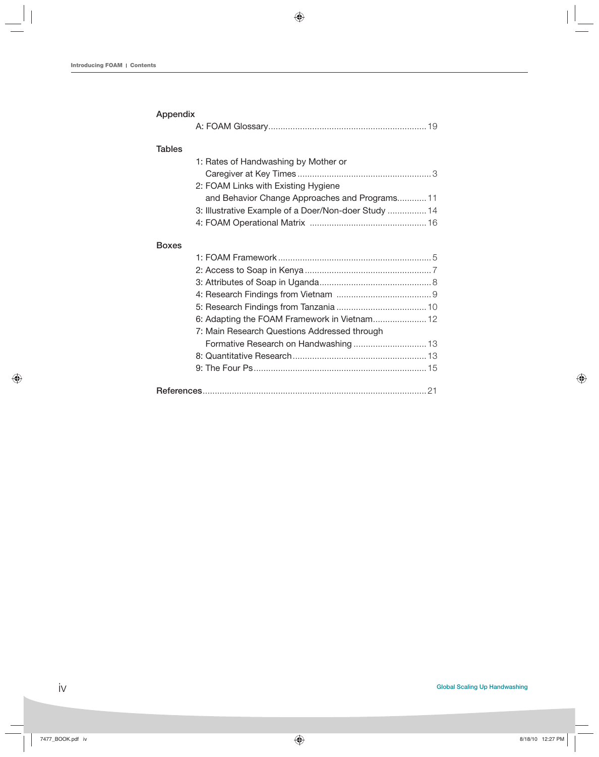## Appendix

A: FOAM Glossary ............................................................... 19

## Tables

1: Rates of Handwashing by Mother or Caregiver at Key Times ....................................................... 3

2: FOAM Links with Existing Hygiene and Behavior Change Approaches and Programs ............ 11

3: Illustrative Example of a Doer/Non-doer Study ................ 14

4: FOAM Operational Matrix ................................................ 16

## Boxes

1: FOAM Framework ............................................................... 5

2: Access to Soap in Kenya ..................................................... 7

3: Attributes of Soap in Uganda .............................................. 8

4: Research Findings from Vietnam ....................................... 9

5: Research Findings from Tanzania ..................................... 10

6: Adapting the FOAM Framework in Vietnam ...................... 12

7: Main Research Questions Addressed through Formative Research on Handwashing .............................. 13

8: Quantitative Research ....................................................... 13

9: The Four Ps ....................................................................... 15

## References ........................................................................................... 21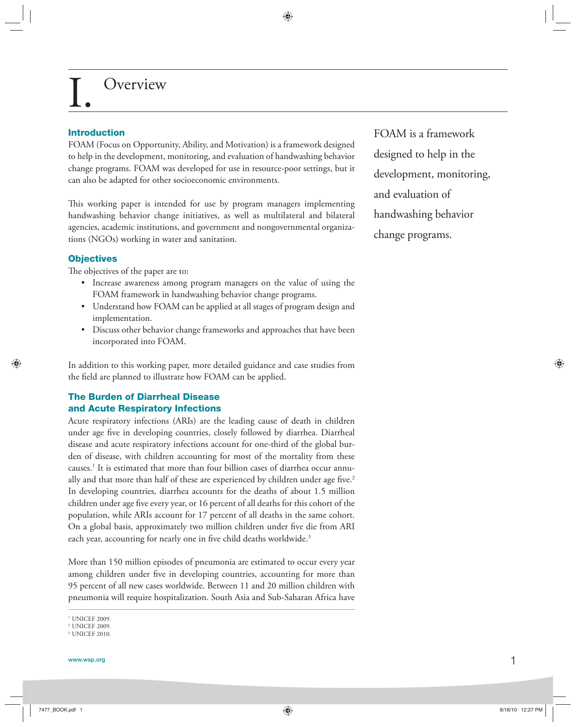# I. Overview

## Introduction

FOAM (Focus on Opportunity, Ability, and Motivation) is a framework designed to help in the development, monitoring, and evaluation of handwashing behavior change programs. FOAM was developed for use in resource-poor settings, but it can also be adapted for other socioeconomic environments.

This working paper is intended for use by program managers implementing handwashing behavior change initiatives, as well as multilateral and bilateral agencies, academic institutions, and government and nongovernmental organizations (NGOs) working in water and sanitation.

FOAM is a framework designed to help in the development, monitoring, and evaluation of handwashing behavior change programs.

## Objectives

The objectives of the paper are to:

- Increase awareness among program managers on the value of using the FOAM framework in handwashing behavior change programs.
- Understand how FOAM can be applied at all stages of program design and implementation.
- Discuss other behavior change frameworks and approaches that have been incorporated into FOAM.

In addition to this working paper, more detailed guidance and case studies from the field are planned to illustrate how FOAM can be applied.

## The Burden of Diarrheal Disease and Acute Respiratory Infections

Acute respiratory infections (ARIs) are the leading cause of death in children under age five in developing countries, closely followed by diarrhea. Diarrheal disease and acute respiratory infections account for one-third of the global burden of disease, with children accounting for most of the mortality from these causes.[1] It is estimated that more than four billion cases of diarrhea occur annually and that more than half of these are experienced by children under age five.[2] In developing countries, diarrhea accounts for the deaths of about 1.5 million children under age five every year, or 16 percent of all deaths for this cohort of the population, while ARIs account for 17 percent of all deaths in the same cohort. On a global basis, approximately two million children under five die from ARI each year, accounting for nearly one in five child deaths worldwide.[3]

More than 150 million episodes of pneumonia are estimated to occur every year among children under five in developing countries, accounting for more than 95 percent of all new cases worldwide. Between 11 and 20 million children with pneumonia will require hospitalization. South Asia and Sub-Saharan Africa have

[1] UNICEF 2009.
[2] UNICEF 2009.
[3] UNICEF 2010.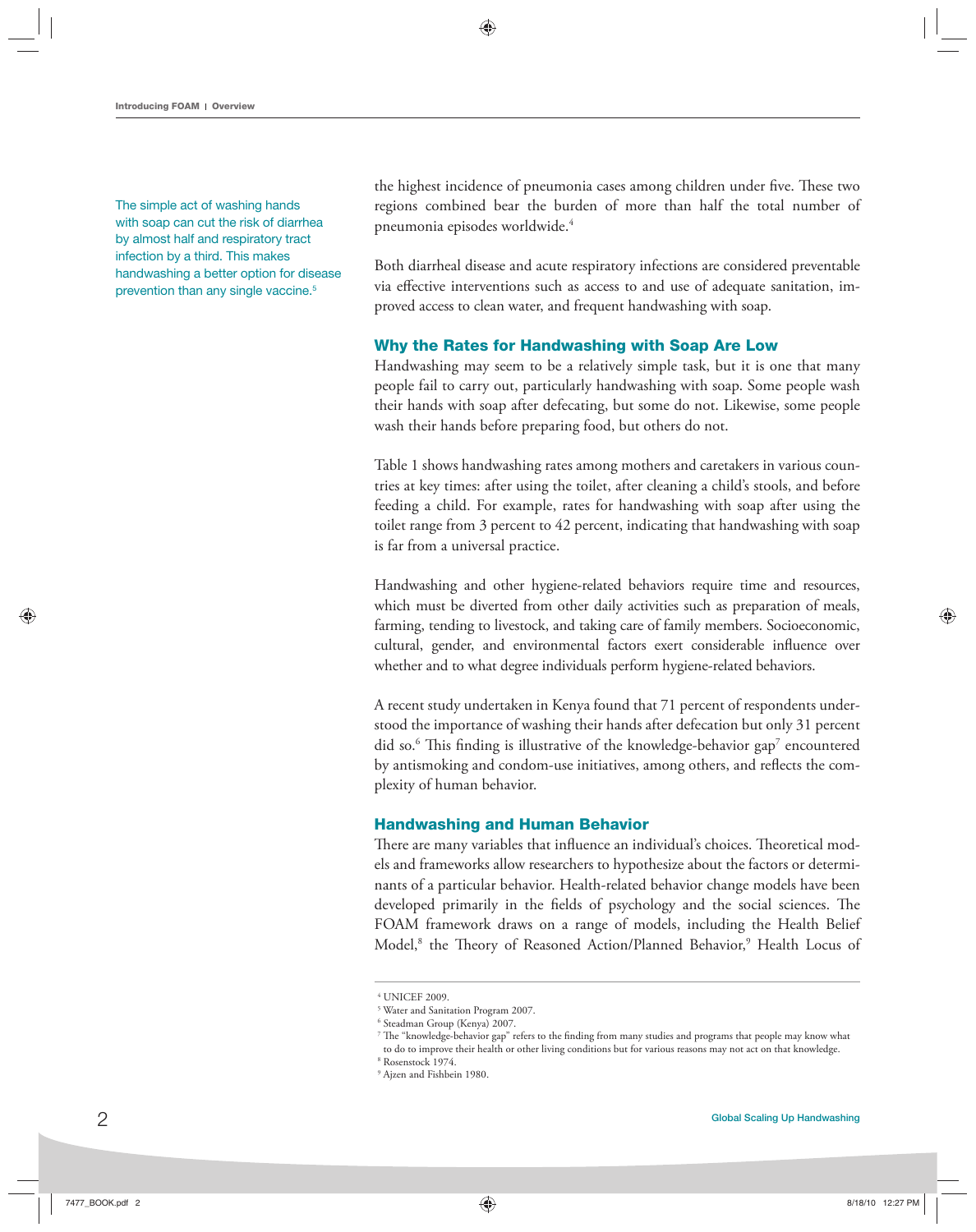The simple act of washing hands with soap can cut the risk of diarrhea by almost half and respiratory tract infection by a third. This makes handwashing a better option for disease prevention than any single vaccine.[5]

the highest incidence of pneumonia cases among children under five. These two regions combined bear the burden of more than half the total number of pneumonia episodes worldwide.[4]

Both diarrheal disease and acute respiratory infections are considered preventable via effective interventions such as access to and use of adequate sanitation, improved access to clean water, and frequent handwashing with soap.

## Why the Rates for Handwashing with Soap Are Low

Handwashing may seem to be a relatively simple task, but it is one that many people fail to carry out, particularly handwashing with soap. Some people wash their hands with soap after defecating, but some do not. Likewise, some people wash their hands before preparing food, but others do not.

Table 1 shows handwashing rates among mothers and caretakers in various countries at key times: after using the toilet, after cleaning a child's stools, and before feeding a child. For example, rates for handwashing with soap after using the toilet range from 3 percent to 42 percent, indicating that handwashing with soap is far from a universal practice.

Handwashing and other hygiene-related behaviors require time and resources, which must be diverted from other daily activities such as preparation of meals, farming, tending to livestock, and taking care of family members. Socioeconomic, cultural, gender, and environmental factors exert considerable influence over whether and to what degree individuals perform hygiene-related behaviors.

A recent study undertaken in Kenya found that 71 percent of respondents understood the importance of washing their hands after defecation but only 31 percent did so.[6] This finding is illustrative of the knowledge-behavior gap[7] encountered by antismoking and condom-use initiatives, among others, and reflects the complexity of human behavior.

## Handwashing and Human Behavior

There are many variables that influence an individual's choices. Theoretical models and frameworks allow researchers to hypothesize about the factors or determinants of a particular behavior. Health-related behavior change models have been developed primarily in the fields of psychology and the social sciences. The FOAM framework draws on a range of models, including the Health Belief Model,[8] the Theory of Reasoned Action/Planned Behavior,[9] Health Locus of

---

[4] UNICEF 2009.
[5] Water and Sanitation Program 2007.
[6] Steadman Group (Kenya) 2007.
[7] The "knowledge-behavior gap" refers to the finding from many studies and programs that people may know what to do to improve their health or other living conditions but for various reasons may not act on that knowledge.
[8] Rosenstock 1974.
[9] Ajzen and Fishbein 1980.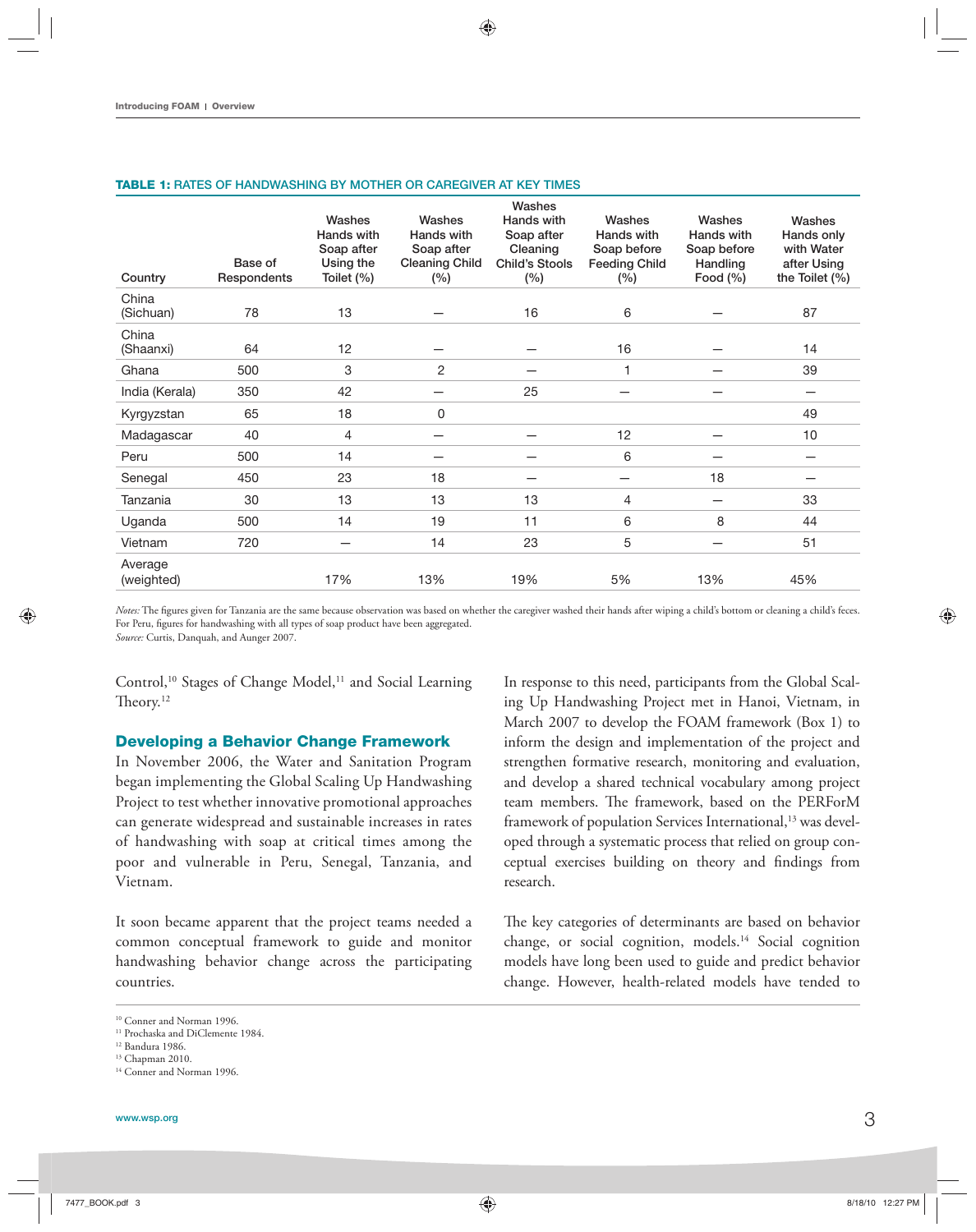**TABLE 1:** RATES OF HANDWASHING BY MOTHER OR CAREGIVER AT KEY TIMES

| Country | Base of Respondents | Washes Hands with Soap after Using the Toilet (%) | Washes Hands with Soap after Cleaning Child (%) | Washes Hands with Soap after Cleaning Child's Stools (%) | Washes Hands with Soap before Feeding Child (%) | Washes Hands with Soap before Handling Food (%) | Washes Hands only with Water after Using the Toilet (%) |
|---|---|---|---|---|---|---|---|
| China (Sichuan) | 78 | 13 | — | 16 | 6 | — | 87 |
| China (Shaanxi) | 64 | 12 | — | — | 16 | — | 14 |
| Ghana | 500 | 3 | 2 | — | 1 | — | 39 |
| India (Kerala) | 350 | 42 | — | 25 | — | — | — |
| Kyrgyzstan | 65 | 18 | 0 | | | | 49 |
| Madagascar | 40 | 4 | — | — | 12 | — | 10 |
| Peru | 500 | 14 | — | — | 6 | — | — |
| Senegal | 450 | 23 | 18 | — | — | 18 | — |
| Tanzania | 30 | 13 | 13 | 13 | 4 | — | 33 |
| Uganda | 500 | 14 | 19 | 11 | 6 | 8 | 44 |
| Vietnam | 720 | — | 14 | 23 | 5 | — | 51 |
| Average (weighted) | | 17% | 13% | 19% | 5% | 13% | 45% |

*Notes:* The figures given for Tanzania are the same because observation was based on whether the caregiver washed their hands after wiping a child's bottom or cleaning a child's feces. For Peru, figures for handwashing with all types of soap product have been aggregated.
*Source:* Curtis, Danquah, and Aunger 2007.

Control,[10] Stages of Change Model,[11] and Social Learning Theory.[12]

## Developing a Behavior Change Framework

In November 2006, the Water and Sanitation Program began implementing the Global Scaling Up Handwashing Project to test whether innovative promotional approaches can generate widespread and sustainable increases in rates of handwashing with soap at critical times among the poor and vulnerable in Peru, Senegal, Tanzania, and Vietnam.

It soon became apparent that the project teams needed a common conceptual framework to guide and monitor handwashing behavior change across the participating countries.

In response to this need, participants from the Global Scaling Up Handwashing Project met in Hanoi, Vietnam, in March 2007 to develop the FOAM framework (Box 1) to inform the design and implementation of the project and strengthen formative research, monitoring and evaluation, and develop a shared technical vocabulary among project team members. The framework, based on the PERForM framework of population Services International,[13] was developed through a systematic process that relied on group conceptual exercises building on theory and findings from research.

The key categories of determinants are based on behavior change, or social cognition, models.[14] Social cognition models have long been used to guide and predict behavior change. However, health-related models have tended to

[10] Conner and Norman 1996.
[11] Prochaska and DiClemente 1984.
[12] Bandura 1986.
[13] Chapman 2010.
[14] Conner and Norman 1996.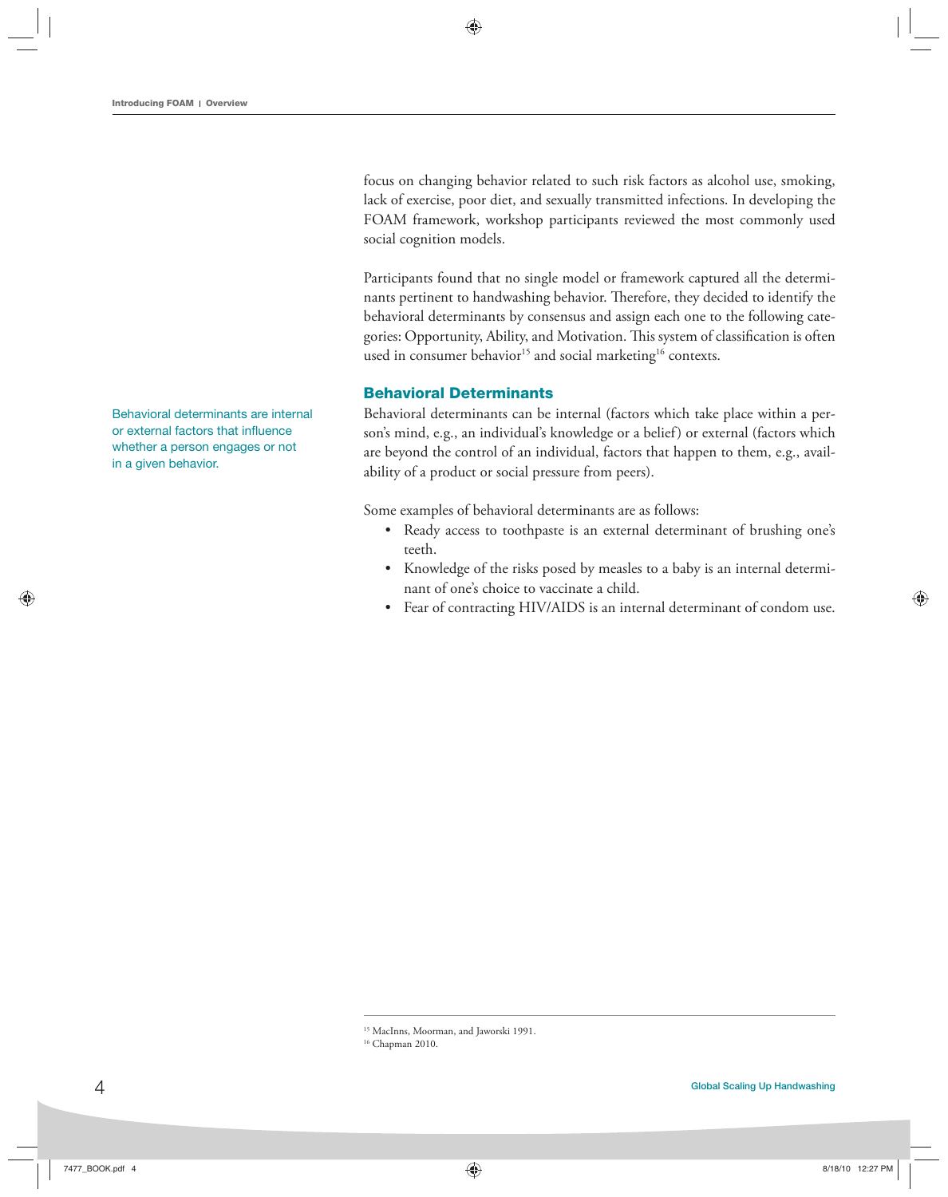focus on changing behavior related to such risk factors as alcohol use, smoking, lack of exercise, poor diet, and sexually transmitted infections. In developing the FOAM framework, workshop participants reviewed the most commonly used social cognition models.

Participants found that no single model or framework captured all the determinants pertinent to handwashing behavior. Therefore, they decided to identify the behavioral determinants by consensus and assign each one to the following categories: Opportunity, Ability, and Motivation. This system of classification is often used in consumer behavior[15] and social marketing[16] contexts.

Behavioral determinants are internal or external factors that influence whether a person engages or not in a given behavior.

## Behavioral Determinants

Behavioral determinants can be internal (factors which take place within a person's mind, e.g., an individual's knowledge or a belief) or external (factors which are beyond the control of an individual, factors that happen to them, e.g., availability of a product or social pressure from peers).

Some examples of behavioral determinants are as follows:

- Ready access to toothpaste is an external determinant of brushing one's teeth.
- Knowledge of the risks posed by measles to a baby is an internal determinant of one's choice to vaccinate a child.
- Fear of contracting HIV/AIDS is an internal determinant of condom use.

---

[15] MacInns, Moorman, and Jaworski 1991.
[16] Chapman 2010.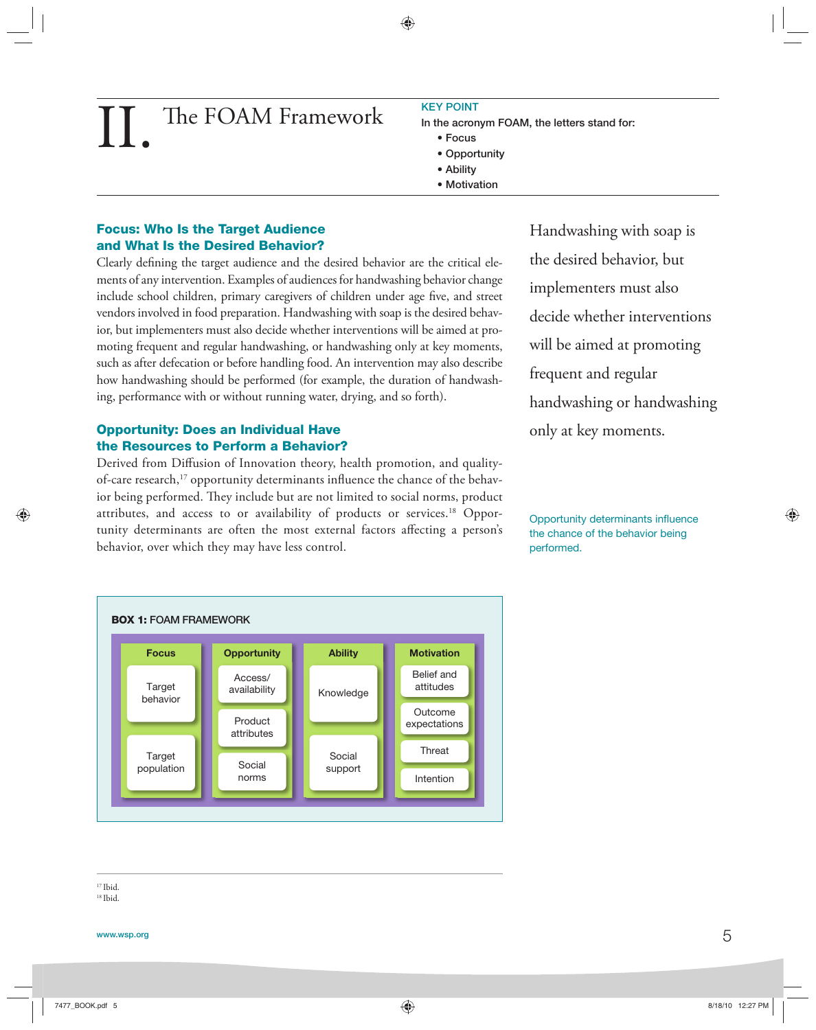# II. The FOAM Framework

**KEY POINT**

In the acronym FOAM, the letters stand for:

- Focus
- Opportunity
- Ability
- Motivation

## Focus: Who Is the Target Audience and What Is the Desired Behavior?

Clearly defining the target audience and the desired behavior are the critical elements of any intervention. Examples of audiences for handwashing behavior change include school children, primary caregivers of children under age five, and street vendors involved in food preparation. Handwashing with soap is the desired behavior, but implementers must also decide whether interventions will be aimed at promoting frequent and regular handwashing, or handwashing only at key moments, such as after defecation or before handling food. An intervention may also describe how handwashing should be performed (for example, the duration of handwashing, performance with or without running water, drying, and so forth).

Handwashing with soap is the desired behavior, but implementers must also decide whether interventions will be aimed at promoting frequent and regular handwashing or handwashing only at key moments.

## Opportunity: Does an Individual Have the Resources to Perform a Behavior?

Derived from Diffusion of Innovation theory, health promotion, and quality-of-care research,[17] opportunity determinants influence the chance of the behavior being performed. They include but are not limited to social norms, product attributes, and access to or availability of products or services.[18] Opportunity determinants are often the most external factors affecting a person's behavior, over which they may have less control.

Opportunity determinants influence the chance of the behavior being performed.

**BOX 1:** FOAM FRAMEWORK

Focus
Target behavior
Target population

Opportunity
Access/ availability
Product attributes
Social norms

Ability
Knowledge
Social support

Motivation
Belief and attitudes
Outcome expectations
Threat
Intention

[17] Ibid.
[18] Ibid.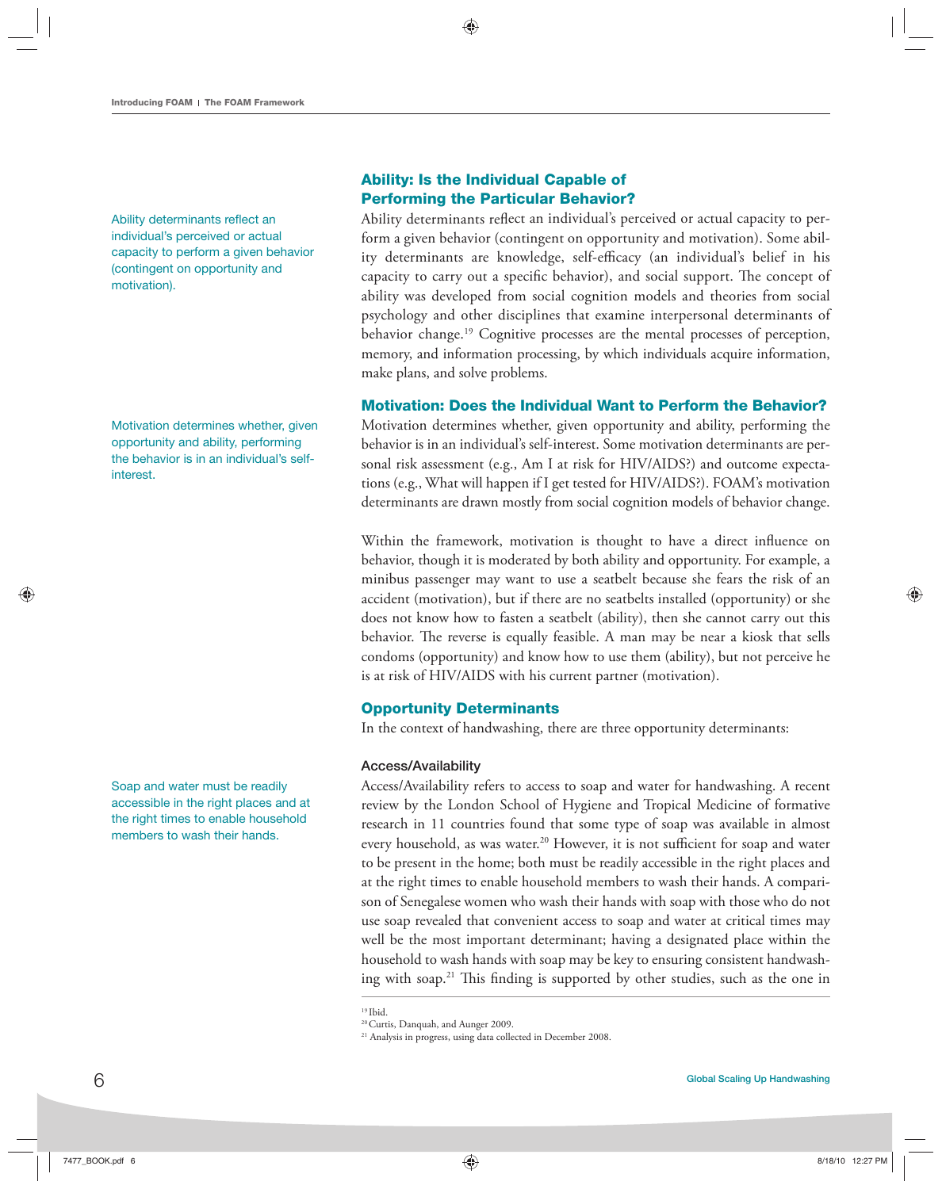## Ability: Is the Individual Capable of Performing the Particular Behavior?

Ability determinants reflect an individual's perceived or actual capacity to perform a given behavior (contingent on opportunity and motivation).

Ability determinants reflect an individual's perceived or actual capacity to perform a given behavior (contingent on opportunity and motivation). Some ability determinants are knowledge, self-efficacy (an individual's belief in his capacity to carry out a specific behavior), and social support. The concept of ability was developed from social cognition models and theories from social psychology and other disciplines that examine interpersonal determinants of behavior change.[19] Cognitive processes are the mental processes of perception, memory, and information processing, by which individuals acquire information, make plans, and solve problems.

## Motivation: Does the Individual Want to Perform the Behavior?

Motivation determines whether, given opportunity and ability, performing the behavior is in an individual's self-interest.

Motivation determines whether, given opportunity and ability, performing the behavior is in an individual's self-interest. Some motivation determinants are personal risk assessment (e.g., Am I at risk for HIV/AIDS?) and outcome expectations (e.g., What will happen if I get tested for HIV/AIDS?). FOAM's motivation determinants are drawn mostly from social cognition models of behavior change.

Within the framework, motivation is thought to have a direct influence on behavior, though it is moderated by both ability and opportunity. For example, a minibus passenger may want to use a seatbelt because she fears the risk of an accident (motivation), but if there are no seatbelts installed (opportunity) or she does not know how to fasten a seatbelt (ability), then she cannot carry out this behavior. The reverse is equally feasible. A man may be near a kiosk that sells condoms (opportunity) and know how to use them (ability), but not perceive he is at risk of HIV/AIDS with his current partner (motivation).

## Opportunity Determinants

In the context of handwashing, there are three opportunity determinants:

### Access/Availability

Soap and water must be readily accessible in the right places and at the right times to enable household members to wash their hands.

Access/Availability refers to access to soap and water for handwashing. A recent review by the London School of Hygiene and Tropical Medicine of formative research in 11 countries found that some type of soap was available in almost every household, as was water.[20] However, it is not sufficient for soap and water to be present in the home; both must be readily accessible in the right places and at the right times to enable household members to wash their hands. A comparison of Senegalese women who wash their hands with soap with those who do not use soap revealed that convenient access to soap and water at critical times may well be the most important determinant; having a designated place within the household to wash hands with soap may be key to ensuring consistent handwashing with soap.[21] This finding is supported by other studies, such as the one in

---

[19] Ibid.

[20] Curtis, Danquah, and Aunger 2009.

[21] Analysis in progress, using data collected in December 2008.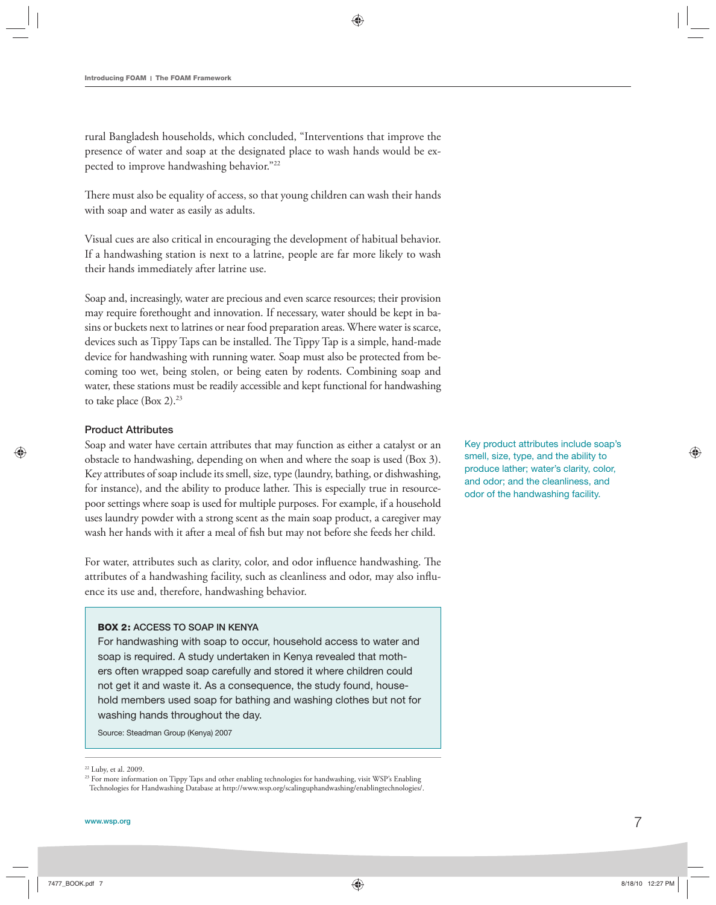rural Bangladesh households, which concluded, "Interventions that improve the presence of water and soap at the designated place to wash hands would be expected to improve handwashing behavior."[22]

There must also be equality of access, so that young children can wash their hands with soap and water as easily as adults.

Visual cues are also critical in encouraging the development of habitual behavior. If a handwashing station is next to a latrine, people are far more likely to wash their hands immediately after latrine use.

Soap and, increasingly, water are precious and even scarce resources; their provision may require forethought and innovation. If necessary, water should be kept in basins or buckets next to latrines or near food preparation areas. Where water is scarce, devices such as Tippy Taps can be installed. The Tippy Tap is a simple, hand-made device for handwashing with running water. Soap must also be protected from becoming too wet, being stolen, or being eaten by rodents. Combining soap and water, these stations must be readily accessible and kept functional for handwashing to take place (Box 2).[23]

### Product Attributes

Soap and water have certain attributes that may function as either a catalyst or an obstacle to handwashing, depending on when and where the soap is used (Box 3). Key attributes of soap include its smell, size, type (laundry, bathing, or dishwashing, for instance), and the ability to produce lather. This is especially true in resource-poor settings where soap is used for multiple purposes. For example, if a household uses laundry powder with a strong scent as the main soap product, a caregiver may wash her hands with it after a meal of fish but may not before she feeds her child.

Key product attributes include soap's smell, size, type, and the ability to produce lather; water's clarity, color, and odor; and the cleanliness, and odor of the handwashing facility.

For water, attributes such as clarity, color, and odor influence handwashing. The attributes of a handwashing facility, such as cleanliness and odor, may also influence its use and, therefore, handwashing behavior.

> **BOX 2:** ACCESS TO SOAP IN KENYA
>
> For handwashing with soap to occur, household access to water and soap is required. A study undertaken in Kenya revealed that mothers often wrapped soap carefully and stored it where children could not get it and waste it. As a consequence, the study found, household members used soap for bathing and washing clothes but not for washing hands throughout the day.
>
> Source: Steadman Group (Kenya) 2007

[22] Luby, et al. 2009.

[23] For more information on Tippy Taps and other enabling technologies for handwashing, visit WSP's Enabling Technologies for Handwashing Database at http://www.wsp.org/scalinguphandwashing/enablingtechnologies/.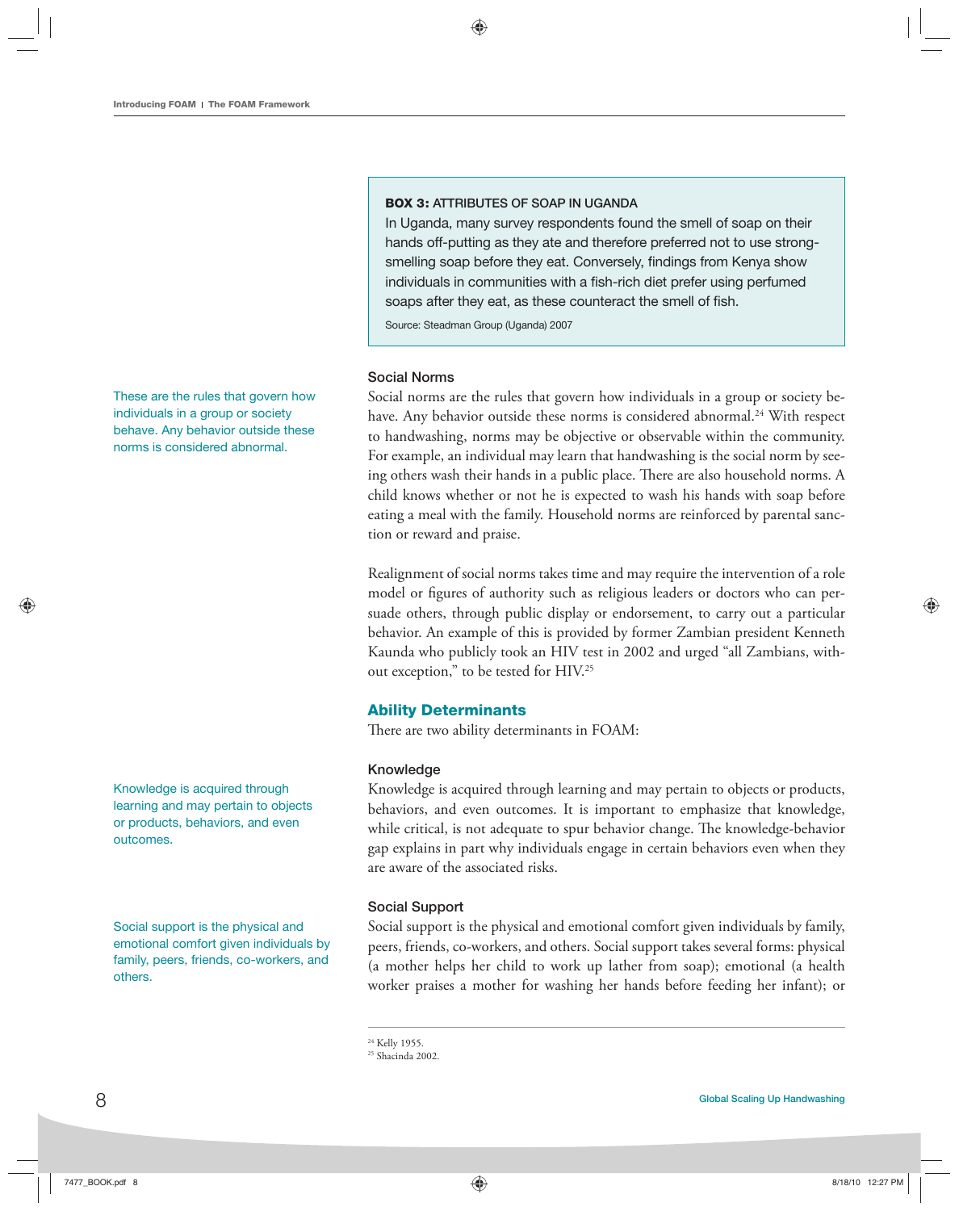**BOX 3:** ATTRIBUTES OF SOAP IN UGANDA

In Uganda, many survey respondents found the smell of soap on their hands off-putting as they ate and therefore preferred not to use strong-smelling soap before they eat. Conversely, findings from Kenya show individuals in communities with a fish-rich diet prefer using perfumed soaps after they eat, as these counteract the smell of fish.

Source: Steadman Group (Uganda) 2007

### Social Norms

These are the rules that govern how individuals in a group or society behave. Any behavior outside these norms is considered abnormal.

Social norms are the rules that govern how individuals in a group or society behave. Any behavior outside these norms is considered abnormal.[24] With respect to handwashing, norms may be objective or observable within the community. For example, an individual may learn that handwashing is the social norm by seeing others wash their hands in a public place. There are also household norms. A child knows whether or not he is expected to wash his hands with soap before eating a meal with the family. Household norms are reinforced by parental sanction or reward and praise.

Realignment of social norms takes time and may require the intervention of a role model or figures of authority such as religious leaders or doctors who can persuade others, through public display or endorsement, to carry out a particular behavior. An example of this is provided by former Zambian president Kenneth Kaunda who publicly took an HIV test in 2002 and urged "all Zambians, without exception," to be tested for HIV.[25]

## Ability Determinants

There are two ability determinants in FOAM:

### Knowledge

Knowledge is acquired through learning and may pertain to objects or products, behaviors, and even outcomes.

Knowledge is acquired through learning and may pertain to objects or products, behaviors, and even outcomes. It is important to emphasize that knowledge, while critical, is not adequate to spur behavior change. The knowledge-behavior gap explains in part why individuals engage in certain behaviors even when they are aware of the associated risks.

### Social Support

Social support is the physical and emotional comfort given individuals by family, peers, friends, co-workers, and others.

Social support is the physical and emotional comfort given individuals by family, peers, friends, co-workers, and others. Social support takes several forms: physical (a mother helps her child to work up lather from soap); emotional (a health worker praises a mother for washing her hands before feeding her infant); or

[24] Kelly 1955.

[25] Shacinda 2002.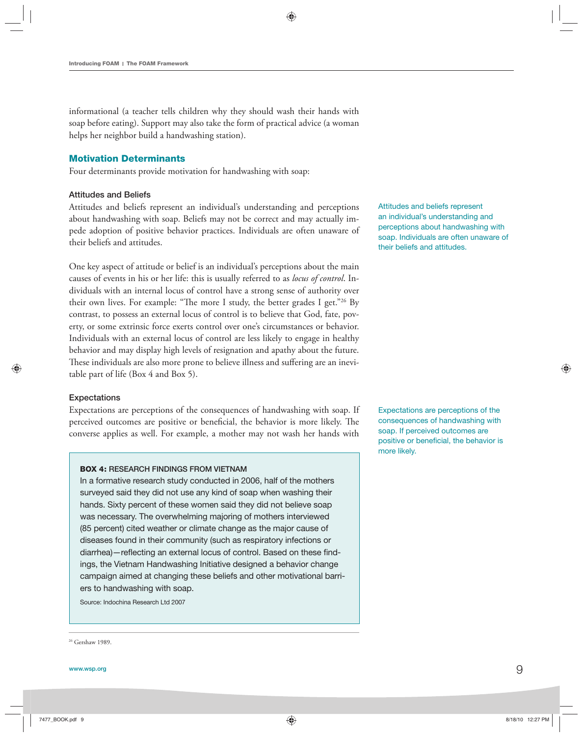informational (a teacher tells children why they should wash their hands with soap before eating). Support may also take the form of practical advice (a woman helps her neighbor build a handwashing station).

## Motivation Determinants

Four determinants provide motivation for handwashing with soap:

### Attitudes and Beliefs

Attitudes and beliefs represent an individual's understanding and perceptions about handwashing with soap. Beliefs may not be correct and may actually impede adoption of positive behavior practices. Individuals are often unaware of their beliefs and attitudes.

Attitudes and beliefs represent an individual's understanding and perceptions about handwashing with soap. Individuals are often unaware of their beliefs and attitudes.

One key aspect of attitude or belief is an individual's perceptions about the main causes of events in his or her life: this is usually referred to as *locus of control*. Individuals with an internal locus of control have a strong sense of authority over their own lives. For example: "The more I study, the better grades I get."[26] By contrast, to possess an external locus of control is to believe that God, fate, poverty, or some extrinsic force exerts control over one's circumstances or behavior. Individuals with an external locus of control are less likely to engage in healthy behavior and may display high levels of resignation and apathy about the future. These individuals are also more prone to believe illness and suffering are an inevitable part of life (Box 4 and Box 5).

### Expectations

Expectations are perceptions of the consequences of handwashing with soap. If perceived outcomes are positive or beneficial, the behavior is more likely. The converse applies as well. For example, a mother may not wash her hands with

Expectations are perceptions of the consequences of handwashing with soap. If perceived outcomes are positive or beneficial, the behavior is more likely.

**BOX 4:** RESEARCH FINDINGS FROM VIETNAM

In a formative research study conducted in 2006, half of the mothers surveyed said they did not use any kind of soap when washing their hands. Sixty percent of these women said they did not believe soap was necessary. The overwhelming majoring of mothers interviewed (85 percent) cited weather or climate change as the major cause of diseases found in their community (such as respiratory infections or diarrhea)—reflecting an external locus of control. Based on these findings, the Vietnam Handwashing Initiative designed a behavior change campaign aimed at changing these beliefs and other motivational barriers to handwashing with soap.

Source: Indochina Research Ltd 2007

[26] Gershaw 1989.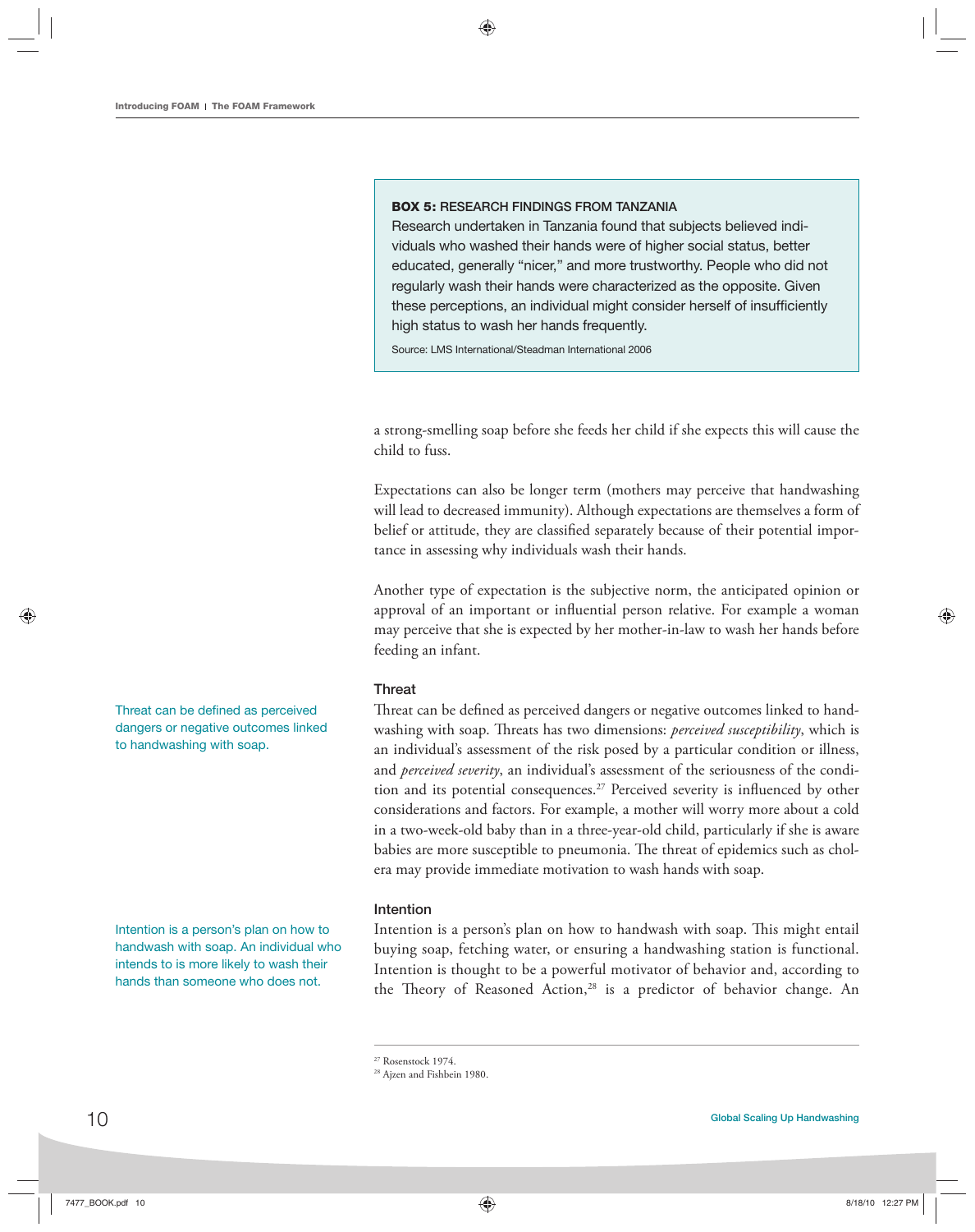**BOX 5:** RESEARCH FINDINGS FROM TANZANIA

Research undertaken in Tanzania found that subjects believed individuals who washed their hands were of higher social status, better educated, generally "nicer," and more trustworthy. People who did not regularly wash their hands were characterized as the opposite. Given these perceptions, an individual might consider herself of insufficiently high status to wash her hands frequently.

Source: LMS International/Steadman International 2006

a strong-smelling soap before she feeds her child if she expects this will cause the child to fuss.

Expectations can also be longer term (mothers may perceive that handwashing will lead to decreased immunity). Although expectations are themselves a form of belief or attitude, they are classified separately because of their potential importance in assessing why individuals wash their hands.

Another type of expectation is the subjective norm, the anticipated opinion or approval of an important or influential person relative. For example a woman may perceive that she is expected by her mother-in-law to wash her hands before feeding an infant.

#### Threat

Threat can be defined as perceived dangers or negative outcomes linked to handwashing with soap.

Threat can be defined as perceived dangers or negative outcomes linked to handwashing with soap. Threats has two dimensions: *perceived susceptibility*, which is an individual's assessment of the risk posed by a particular condition or illness, and *perceived severity*, an individual's assessment of the seriousness of the condition and its potential consequences.[27] Perceived severity is influenced by other considerations and factors. For example, a mother will worry more about a cold in a two-week-old baby than in a three-year-old child, particularly if she is aware babies are more susceptible to pneumonia. The threat of epidemics such as cholera may provide immediate motivation to wash hands with soap.

#### Intention

Intention is a person's plan on how to handwash with soap. An individual who intends to is more likely to wash their hands than someone who does not.

Intention is a person's plan on how to handwash with soap. This might entail buying soap, fetching water, or ensuring a handwashing station is functional. Intention is thought to be a powerful motivator of behavior and, according to the Theory of Reasoned Action,[28] is a predictor of behavior change. An

[27] Rosenstock 1974.
[28] Ajzen and Fishbein 1980.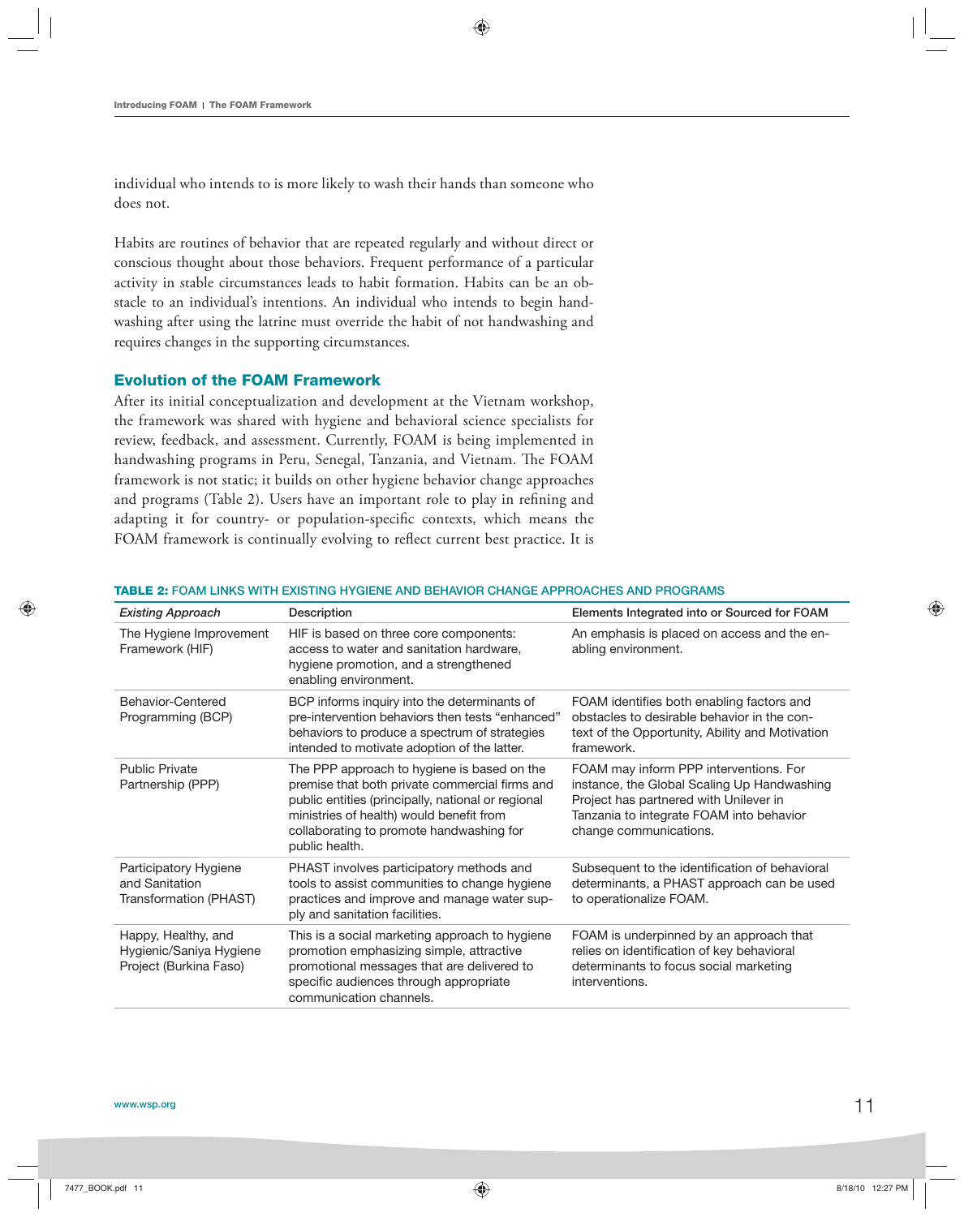individual who intends to is more likely to wash their hands than someone who does not.

Habits are routines of behavior that are repeated regularly and without direct or conscious thought about those behaviors. Frequent performance of a particular activity in stable circumstances leads to habit formation. Habits can be an obstacle to an individual's intentions. An individual who intends to begin handwashing after using the latrine must override the habit of not handwashing and requires changes in the supporting circumstances.

### Evolution of the FOAM Framework

After its initial conceptualization and development at the Vietnam workshop, the framework was shared with hygiene and behavioral science specialists for review, feedback, and assessment. Currently, FOAM is being implemented in handwashing programs in Peru, Senegal, Tanzania, and Vietnam. The FOAM framework is not static; it builds on other hygiene behavior change approaches and programs (Table 2). Users have an important role to play in refining and adapting it for country- or population-specific contexts, which means the FOAM framework is continually evolving to reflect current best practice. It is

**TABLE 2: FOAM LINKS WITH EXISTING HYGIENE AND BEHAVIOR CHANGE APPROACHES AND PROGRAMS**

| *Existing Approach* | Description | Elements Integrated into or Sourced for FOAM |
|---|---|---|
| The Hygiene Improvement Framework (HIF) | HIF is based on three core components: access to water and sanitation hardware, hygiene promotion, and a strengthened enabling environment. | An emphasis is placed on access and the enabling environment. |
| Behavior-Centered Programming (BCP) | BCP informs inquiry into the determinants of pre-intervention behaviors then tests "enhanced" behaviors to produce a spectrum of strategies intended to motivate adoption of the latter. | FOAM identifies both enabling factors and obstacles to desirable behavior in the context of the Opportunity, Ability and Motivation framework. |
| Public Private Partnership (PPP) | The PPP approach to hygiene is based on the premise that both private commercial firms and public entities (principally, national or regional ministries of health) would benefit from collaborating to promote handwashing for public health. | FOAM may inform PPP interventions. For instance, the Global Scaling Up Handwashing Project has partnered with Unilever in Tanzania to integrate FOAM into behavior change communications. |
| Participatory Hygiene and Sanitation Transformation (PHAST) | PHAST involves participatory methods and tools to assist communities to change hygiene practices and improve and manage water supply and sanitation facilities. | Subsequent to the identification of behavioral determinants, a PHAST approach can be used to operationalize FOAM. |
| Happy, Healthy, and Hygienic/Saniya Hygiene Project (Burkina Faso) | This is a social marketing approach to hygiene promotion emphasizing simple, attractive promotional messages that are delivered to specific audiences through appropriate communication channels. | FOAM is underpinned by an approach that relies on identification of key behavioral determinants to focus social marketing interventions. |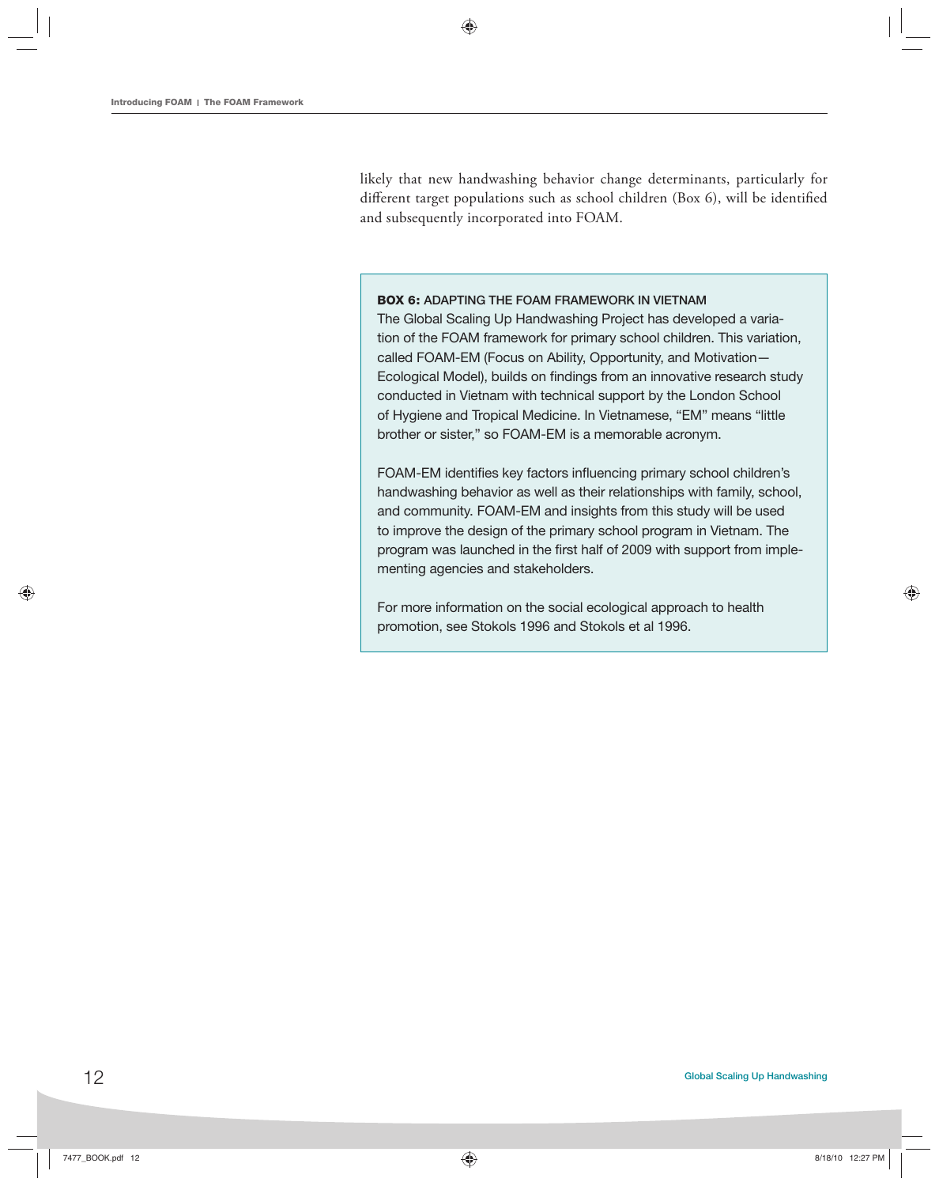likely that new handwashing behavior change determinants, particularly for different target populations such as school children (Box 6), will be identified and subsequently incorporated into FOAM.

**BOX 6:** ADAPTING THE FOAM FRAMEWORK IN VIETNAM

The Global Scaling Up Handwashing Project has developed a variation of the FOAM framework for primary school children. This variation, called FOAM-EM (Focus on Ability, Opportunity, and Motivation—Ecological Model), builds on findings from an innovative research study conducted in Vietnam with technical support by the London School of Hygiene and Tropical Medicine. In Vietnamese, "EM" means "little brother or sister," so FOAM-EM is a memorable acronym.

FOAM-EM identifies key factors influencing primary school children's handwashing behavior as well as their relationships with family, school, and community. FOAM-EM and insights from this study will be used to improve the design of the primary school program in Vietnam. The program was launched in the first half of 2009 with support from implementing agencies and stakeholders.

For more information on the social ecological approach to health promotion, see Stokols 1996 and Stokols et al 1996.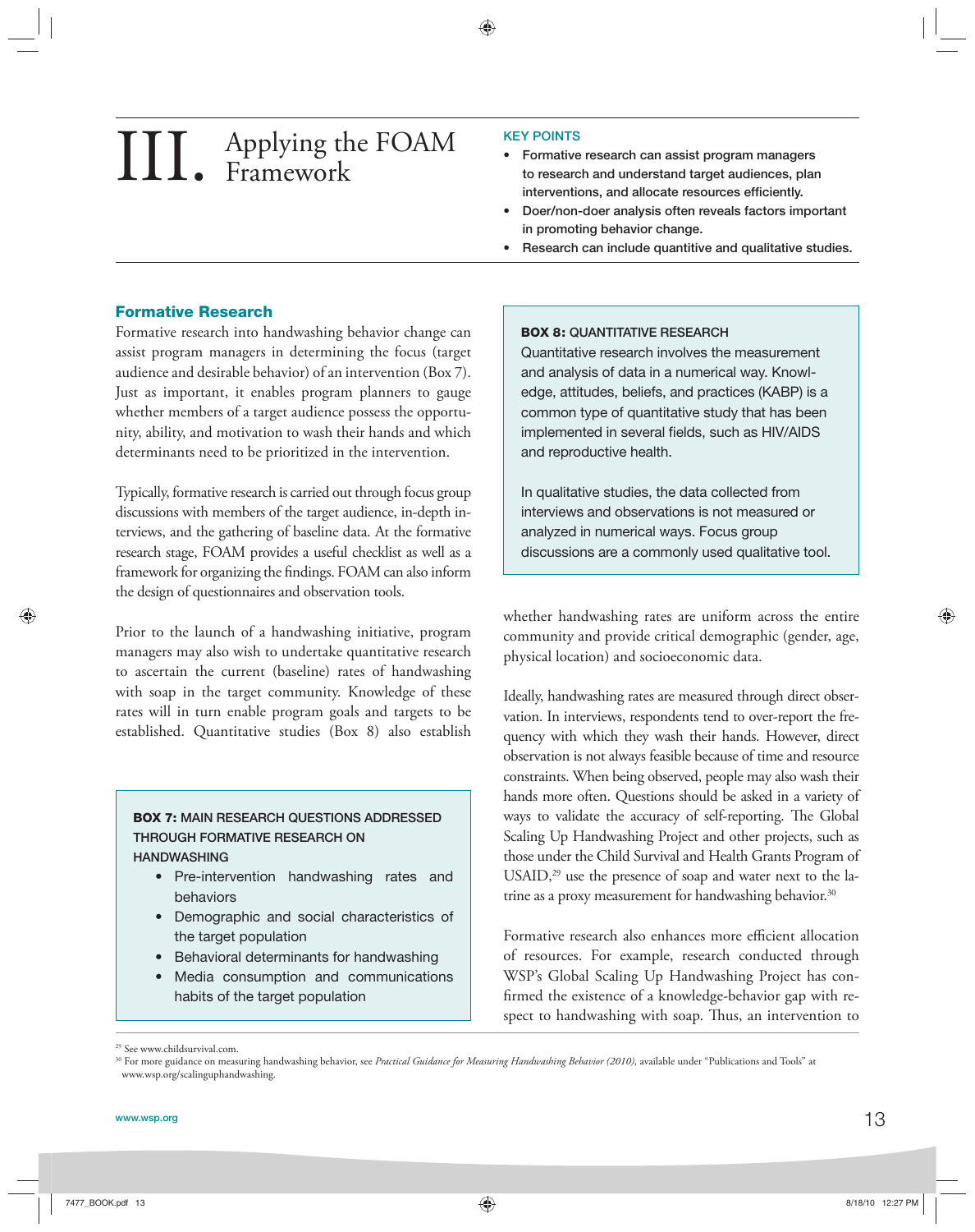# III. Applying the FOAM Framework

**KEY POINTS**

- Formative research can assist program managers to research and understand target audiences, plan interventions, and allocate resources efficiently.
- Doer/non-doer analysis often reveals factors important in promoting behavior change.
- Research can include quantitive and qualitative studies.

## Formative Research

Formative research into handwashing behavior change can assist program managers in determining the focus (target audience and desirable behavior) of an intervention (Box 7). Just as important, it enables program planners to gauge whether members of a target audience possess the opportunity, ability, and motivation to wash their hands and which determinants need to be prioritized in the intervention.

Typically, formative research is carried out through focus group discussions with members of the target audience, in-depth interviews, and the gathering of baseline data. At the formative research stage, FOAM provides a useful checklist as well as a framework for organizing the findings. FOAM can also inform the design of questionnaires and observation tools.

Prior to the launch of a handwashing initiative, program managers may also wish to undertake quantitative research to ascertain the current (baseline) rates of handwashing with soap in the target community. Knowledge of these rates will in turn enable program goals and targets to be established. Quantitative studies (Box 8) also establish whether handwashing rates are uniform across the entire community and provide critical demographic (gender, age, physical location) and socioeconomic data.

> **BOX 7:** MAIN RESEARCH QUESTIONS ADDRESSED THROUGH FORMATIVE RESEARCH ON HANDWASHING
>
> - Pre-intervention handwashing rates and behaviors
> - Demographic and social characteristics of the target population
> - Behavioral determinants for handwashing
> - Media consumption and communications habits of the target population

> **BOX 8:** QUANTITATIVE RESEARCH
>
> Quantitative research involves the measurement and analysis of data in a numerical way. Knowledge, attitudes, beliefs, and practices (KABP) is a common type of quantitative study that has been implemented in several fields, such as HIV/AIDS and reproductive health.
>
> In qualitative studies, the data collected from interviews and observations is not measured or analyzed in numerical ways. Focus group discussions are a commonly used qualitative tool.

Ideally, handwashing rates are measured through direct observation. In interviews, respondents tend to over-report the frequency with which they wash their hands. However, direct observation is not always feasible because of time and resource constraints. When being observed, people may also wash their hands more often. Questions should be asked in a variety of ways to validate the accuracy of self-reporting. The Global Scaling Up Handwashing Project and other projects, such as those under the Child Survival and Health Grants Program of USAID,[29] use the presence of soap and water next to the latrine as a proxy measurement for handwashing behavior.[30]

Formative research also enhances more efficient allocation of resources. For example, research conducted through WSP's Global Scaling Up Handwashing Project has confirmed the existence of a knowledge-behavior gap with respect to handwashing with soap. Thus, an intervention to

---

[29] See www.childsurvival.com.

[30] For more guidance on measuring handwashing behavior, see *Practical Guidance for Measuring Handwashing Behavior (2010)*, available under "Publications and Tools" at www.wsp.org/scalinguphandwashing.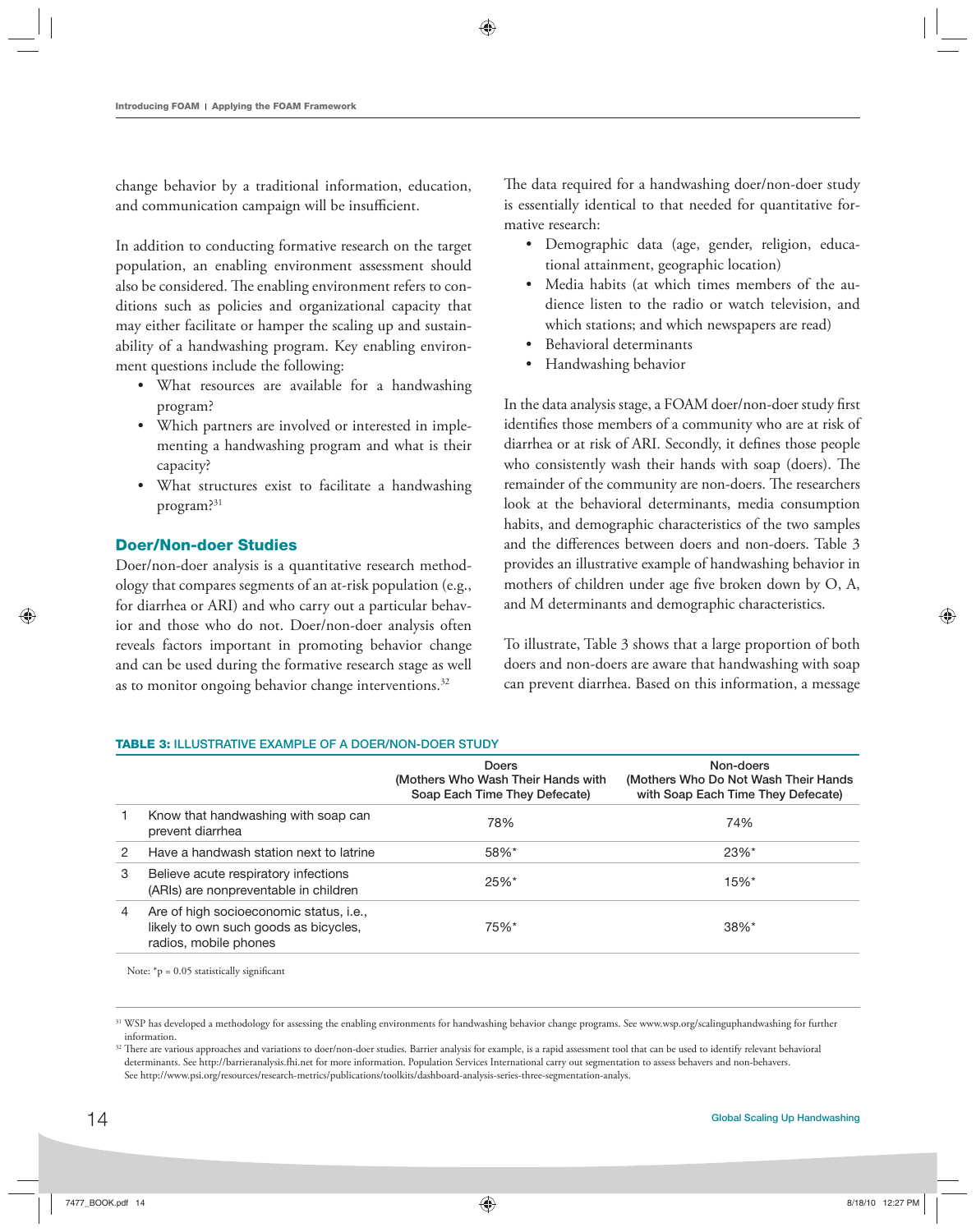change behavior by a traditional information, education, and communication campaign will be insufficient.

In addition to conducting formative research on the target population, an enabling environment assessment should also be considered. The enabling environment refers to conditions such as policies and organizational capacity that may either facilitate or hamper the scaling up and sustainability of a handwashing program. Key enabling environment questions include the following:

- What resources are available for a handwashing program?
- Which partners are involved or interested in implementing a handwashing program and what is their capacity?
- What structures exist to facilitate a handwashing program?[31]

### Doer/Non-doer Studies

Doer/non-doer analysis is a quantitative research methodology that compares segments of an at-risk population (e.g., for diarrhea or ARI) and who carry out a particular behavior and those who do not. Doer/non-doer analysis often reveals factors important in promoting behavior change and can be used during the formative research stage as well as to monitor ongoing behavior change interventions.[32]

The data required for a handwashing doer/non-doer study is essentially identical to that needed for quantitative formative research:

- Demographic data (age, gender, religion, educational attainment, geographic location)
- Media habits (at which times members of the audience listen to the radio or watch television, and which stations; and which newspapers are read)
- Behavioral determinants
- Handwashing behavior

In the data analysis stage, a FOAM doer/non-doer study first identifies those members of a community who are at risk of diarrhea or at risk of ARI. Secondly, it defines those people who consistently wash their hands with soap (doers). The remainder of the community are non-doers. The researchers look at the behavioral determinants, media consumption habits, and demographic characteristics of the two samples and the differences between doers and non-doers. Table 3 provides an illustrative example of handwashing behavior in mothers of children under age five broken down by O, A, and M determinants and demographic characteristics.

To illustrate, Table 3 shows that a large proportion of both doers and non-doers are aware that handwashing with soap can prevent diarrhea. Based on this information, a message

**TABLE 3: ILLUSTRATIVE EXAMPLE OF A DOER/NON-DOER STUDY**

| | | Doers (Mothers Who Wash Their Hands with Soap Each Time They Defecate) | Non-doers (Mothers Who Do Not Wash Their Hands with Soap Each Time They Defecate) |
|---|---|---|---|
| 1 | Know that handwashing with soap can prevent diarrhea | 78% | 74% |
| 2 | Have a handwash station next to latrine | 58%* | 23%* |
| 3 | Believe acute respiratory infections (ARIs) are nonpreventable in children | 25%* | 15%* |
| 4 | Are of high socioeconomic status, i.e., likely to own such goods as bicycles, radios, mobile phones | 75%* | 38%* |

Note: *p = 0.05 statistically significant

[31] WSP has developed a methodology for assessing the enabling environments for handwashing behavior change programs. See www.wsp.org/scalinguphandwashing for further information.

[32] There are various approaches and variations to doer/non-doer studies. Barrier analysis for example, is a rapid assessment tool that can be used to identify relevant behavioral determinants. See http://barrieranalysis.fhi.net for more information. Population Services International carry out segmentation to assess behavers and non-behavers. See http://www.psi.org/resources/research-metrics/publications/toolkits/dashboard-analysis-series-three-segmentation-analys.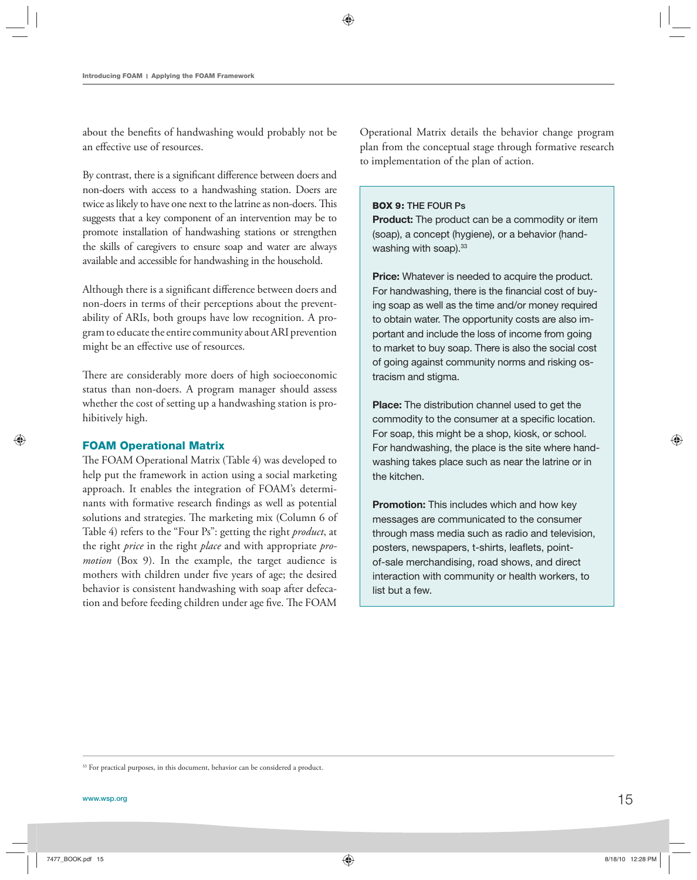about the benefits of handwashing would probably not be an effective use of resources.

By contrast, there is a significant difference between doers and non-doers with access to a handwashing station. Doers are twice as likely to have one next to the latrine as non-doers. This suggests that a key component of an intervention may be to promote installation of handwashing stations or strengthen the skills of caregivers to ensure soap and water are always available and accessible for handwashing in the household.

Although there is a significant difference between doers and non-doers in terms of their perceptions about the preventability of ARIs, both groups have low recognition. A program to educate the entire community about ARI prevention might be an effective use of resources.

There are considerably more doers of high socioeconomic status than non-doers. A program manager should assess whether the cost of setting up a handwashing station is prohibitively high.

### FOAM Operational Matrix

The FOAM Operational Matrix (Table 4) was developed to help put the framework in action using a social marketing approach. It enables the integration of FOAM's determinants with formative research findings as well as potential solutions and strategies. The marketing mix (Column 6 of Table 4) refers to the "Four Ps": getting the right *product*, at the right *price* in the right *place* and with appropriate *promotion* (Box 9). In the example, the target audience is mothers with children under five years of age; the desired behavior is consistent handwashing with soap after defecation and before feeding children under age five. The FOAM Operational Matrix details the behavior change program plan from the conceptual stage through formative research to implementation of the plan of action.

**BOX 9:** THE FOUR Ps

**Product:** The product can be a commodity or item (soap), a concept (hygiene), or a behavior (handwashing with soap).[33]

**Price:** Whatever is needed to acquire the product. For handwashing, there is the financial cost of buying soap as well as the time and/or money required to obtain water. The opportunity costs are also important and include the loss of income from going to market to buy soap. There is also the social cost of going against community norms and risking ostracism and stigma.

**Place:** The distribution channel used to get the commodity to the consumer at a specific location. For soap, this might be a shop, kiosk, or school. For handwashing, the place is the site where handwashing takes place such as near the latrine or in the kitchen.

**Promotion:** This includes which and how key messages are communicated to the consumer through mass media such as radio and television, posters, newspapers, t-shirts, leaflets, point-of-sale merchandising, road shows, and direct interaction with community or health workers, to list but a few.

[33] For practical purposes, in this document, behavior can be considered a product.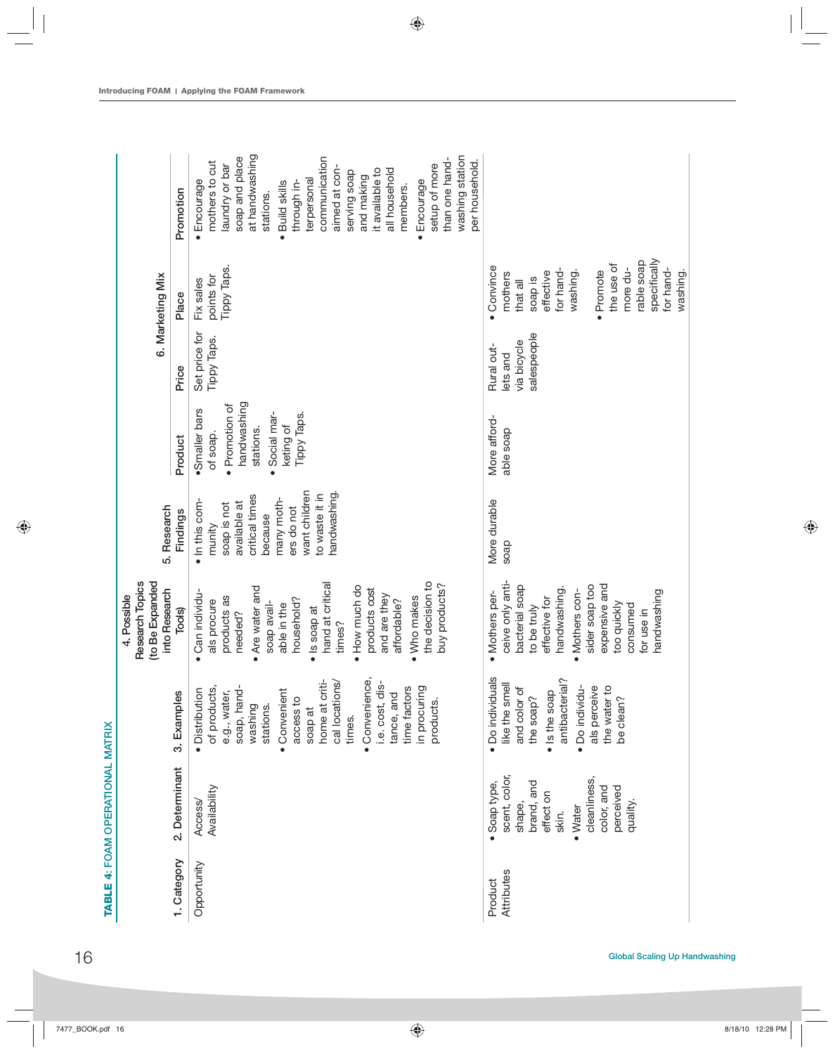**TABLE 4**: FOAM OPERATIONAL MATRIX

| 1. Category | 2. Determinant | 3. Examples | 4. Possible Research Topics (to Be Expanded into Research Tools) | 5. Research Findings | 6. Marketing Mix | | | |
|---|---|---|---|---|---|---|---|---|
| | | | | | Product | Price | Place | Promotion |
| Opportunity | Access/ Availability | • Distribution of products, e.g., water, soap, handwashing stations. • Convenient access to soap at home at critical locations/ times. • Convenience, i.e. cost, distance, and time factors in procuring products. | • Can individuals procure products as needed? • Are water and soap available in the household? • Is soap at hand at critical times? • How much do products cost and are they affordable? • Who makes the decision to buy products? | • In this community soap is not available at critical times because many mothers do not want children to waste it in handwashing. | • Smaller bars of soap. • Promotion of handwashing stations. • Social marketing of Tippy Taps. | Set price for Tippy Taps. | Fix sales points for Tippy Taps. | • Encourage mothers to cut laundry or bar soap and place at handwashing stations. • Build skills through interpersonal communication aimed at conserving soap and making it available to all household members. • Encourage setup of more than one handwashing station per household. |
| Product Attributes | • Soap type, scent, color, shape, brand, and effect on skin. • Water cleanliness, color, and perceived quality. | • Do individuals like the smell and color of the soap? • Is the soap antibacterial? • Do individuals perceive the water to be clean? | • Mothers perceive only antibacterial soap to be truly effective for handwashing. • Mothers consider soap too expensive and too quickly consumed for use in handwashing | More durable soap | More affordable soap | Rural outlets and via bicycle salespeople | • Convince mothers that all soap is effective for handwashing. • Promote the use of more durable soap specifically for handwashing. | |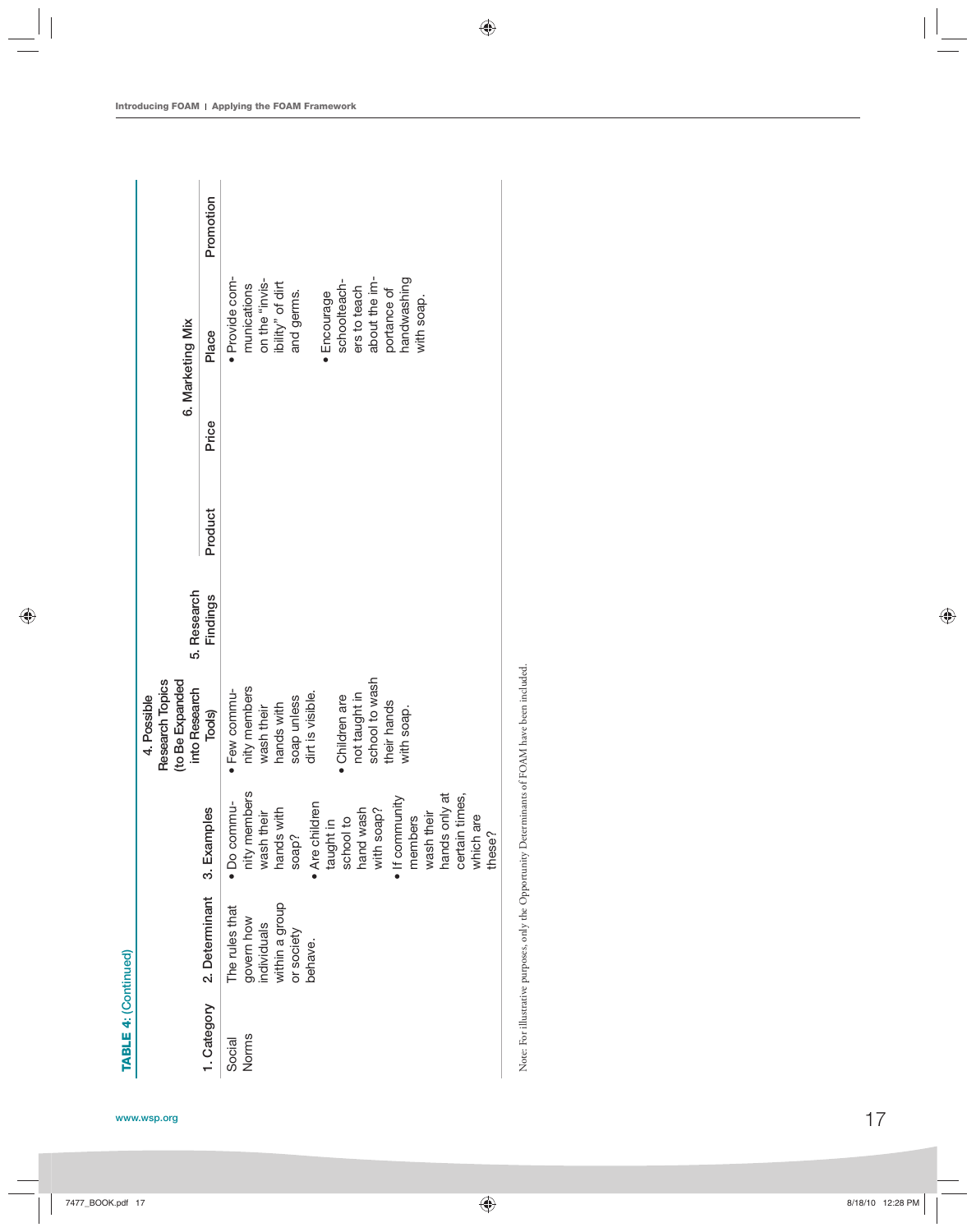**TABLE 4: (Continued)**

| 1. Category | 2. Determinant | 3. Examples | 4. Possible Research Topics (to Be Expanded into Research Tools) | 5. Research Findings | 6. Marketing Mix | | | |
|---|---|---|---|---|---|---|---|---|
| | | | | | Product | Price | Place | Promotion |
| Social Norms | The rules that govern how individuals within a group or society behave. | • Do community members wash their hands with soap?<br>• Are children taught in school to hand wash with soap?<br>• If community members wash their hands only at certain times, which are these? | • Few community members wash their hands with soap unless dirt is visible.<br>• Children are not taught in school to wash their hands with soap. | | | | | • Provide communications on the "invisibility" of dirt and germs.<br>• Encourage schoolteachers to teach about the importance of handwashing with soap. |

Note: For illustrative purposes, only the Opportunity Determinants of FOAM have been included.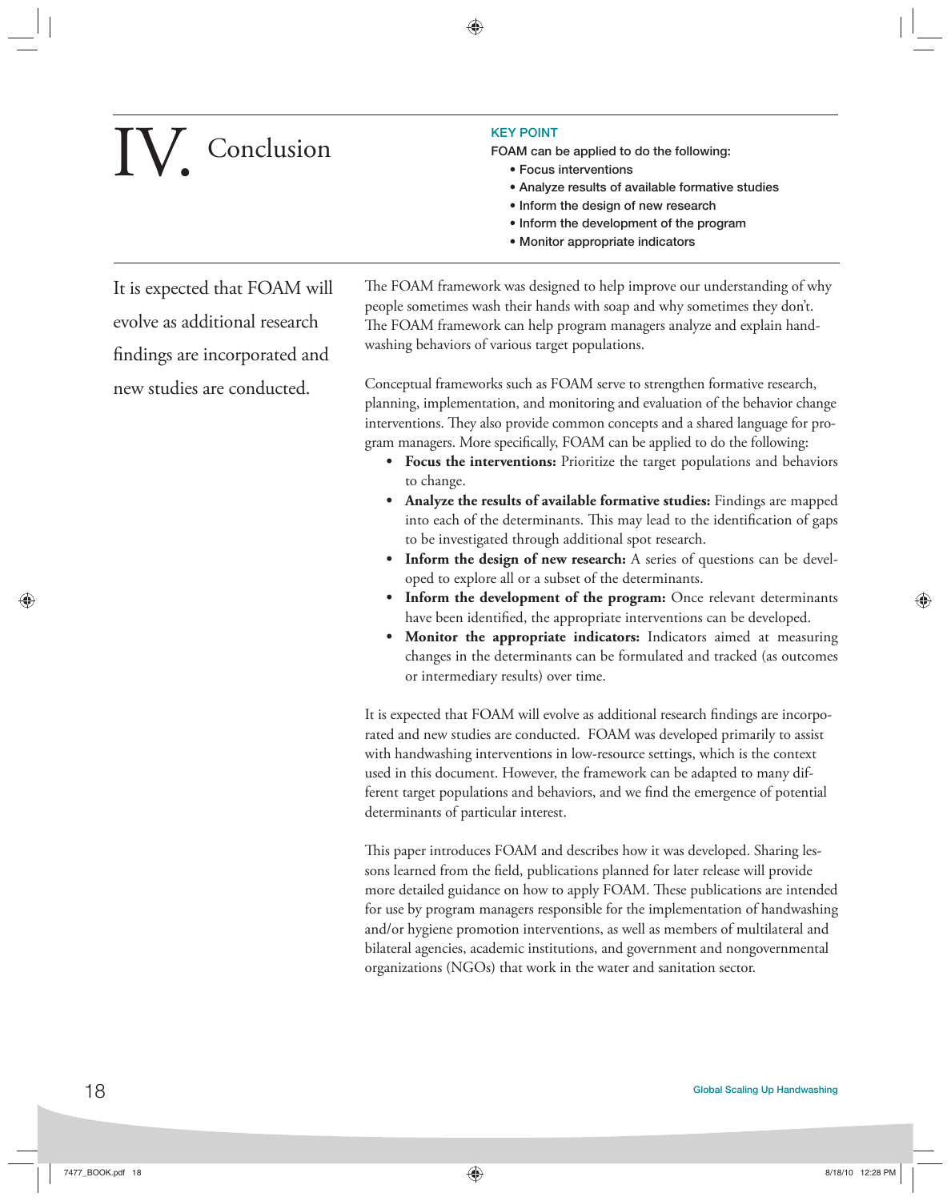# IV. Conclusion

**KEY POINT**

FOAM can be applied to do the following:

- Focus interventions
- Analyze results of available formative studies
- Inform the design of new research
- Inform the development of the program
- Monitor appropriate indicators

It is expected that FOAM will evolve as additional research findings are incorporated and new studies are conducted.

The FOAM framework was designed to help improve our understanding of why people sometimes wash their hands with soap and why sometimes they don't. The FOAM framework can help program managers analyze and explain handwashing behaviors of various target populations.

Conceptual frameworks such as FOAM serve to strengthen formative research, planning, implementation, and monitoring and evaluation of the behavior change interventions. They also provide common concepts and a shared language for program managers. More specifically, FOAM can be applied to do the following:

- **Focus the interventions:** Prioritize the target populations and behaviors to change.
- **Analyze the results of available formative studies:** Findings are mapped into each of the determinants. This may lead to the identification of gaps to be investigated through additional spot research.
- **Inform the design of new research:** A series of questions can be developed to explore all or a subset of the determinants.
- **Inform the development of the program:** Once relevant determinants have been identified, the appropriate interventions can be developed.
- **Monitor the appropriate indicators:** Indicators aimed at measuring changes in the determinants can be formulated and tracked (as outcomes or intermediary results) over time.

It is expected that FOAM will evolve as additional research findings are incorporated and new studies are conducted. FOAM was developed primarily to assist with handwashing interventions in low-resource settings, which is the context used in this document. However, the framework can be adapted to many different target populations and behaviors, and we find the emergence of potential determinants of particular interest.

This paper introduces FOAM and describes how it was developed. Sharing lessons learned from the field, publications planned for later release will provide more detailed guidance on how to apply FOAM. These publications are intended for use by program managers responsible for the implementation of handwashing and/or hygiene promotion interventions, as well as members of multilateral and bilateral agencies, academic institutions, and government and nongovernmental organizations (NGOs) that work in the water and sanitation sector.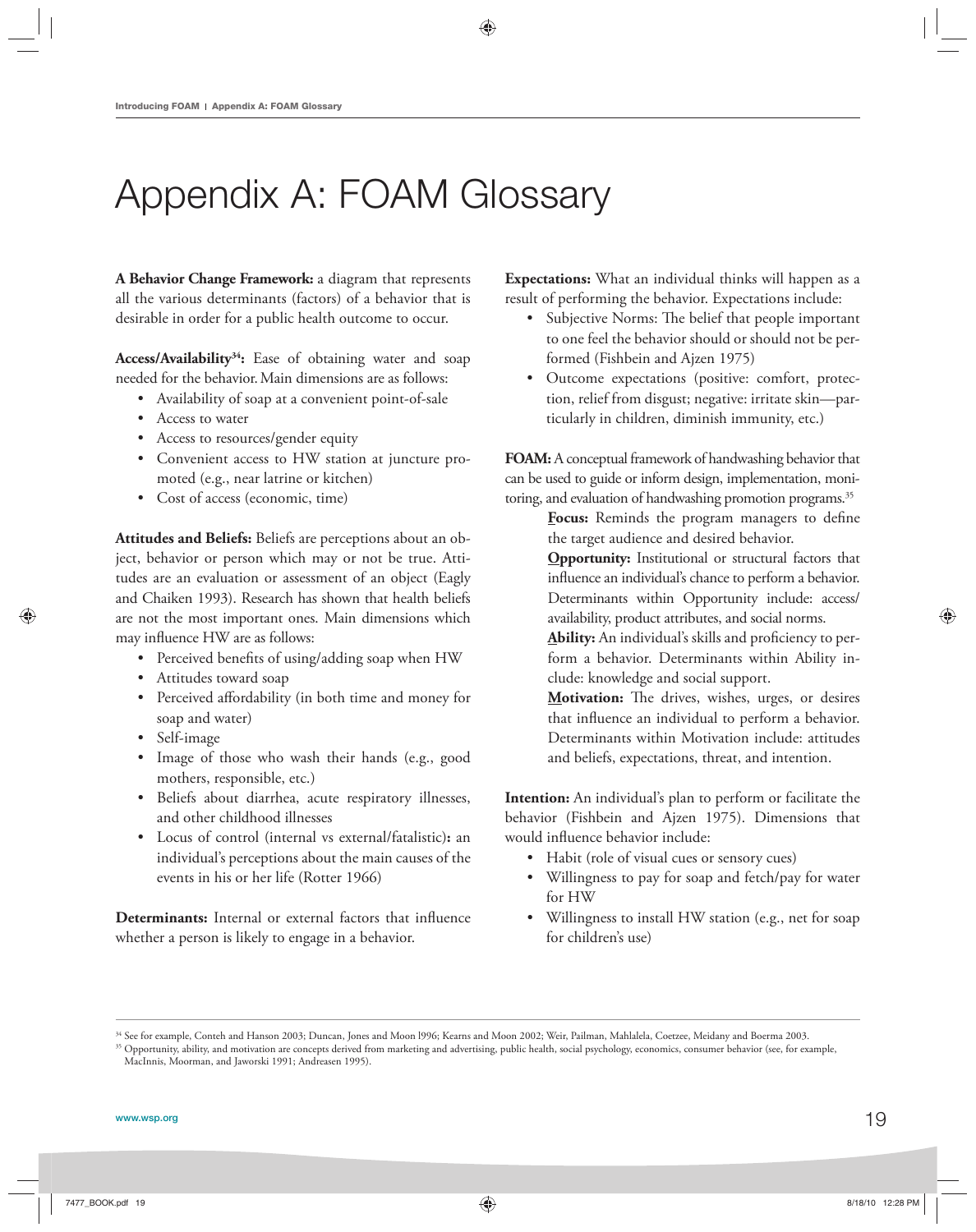# Appendix A: FOAM Glossary

**A Behavior Change Framework:** a diagram that represents all the various determinants (factors) of a behavior that is desirable in order for a public health outcome to occur.

**Access/Availability[34]:** Ease of obtaining water and soap needed for the behavior. Main dimensions are as follows:

- Availability of soap at a convenient point-of-sale
- Access to water
- Access to resources/gender equity
- Convenient access to HW station at juncture promoted (e.g., near latrine or kitchen)
- Cost of access (economic, time)

**Attitudes and Beliefs:** Beliefs are perceptions about an object, behavior or person which may or not be true. Attitudes are an evaluation or assessment of an object (Eagly and Chaiken 1993). Research has shown that health beliefs are not the most important ones. Main dimensions which may influence HW are as follows:

- Perceived benefits of using/adding soap when HW
- Attitudes toward soap
- Perceived affordability (in both time and money for soap and water)
- Self-image
- Image of those who wash their hands (e.g., good mothers, responsible, etc.)
- Beliefs about diarrhea, acute respiratory illnesses, and other childhood illnesses
- Locus of control (internal vs external/fatalistic)**:** an individual's perceptions about the main causes of the events in his or her life (Rotter 1966)

**Determinants:** Internal or external factors that influence whether a person is likely to engage in a behavior.

**Expectations:** What an individual thinks will happen as a result of performing the behavior. Expectations include:

- Subjective Norms: The belief that people important to one feel the behavior should or should not be performed (Fishbein and Ajzen 1975)
- Outcome expectations (positive: comfort, protection, relief from disgust; negative: irritate skin—particularly in children, diminish immunity, etc.)

**FOAM:** A conceptual framework of handwashing behavior that can be used to guide or inform design, implementation, monitoring, and evaluation of handwashing promotion programs.[35]

> **F**ocus: Reminds the program managers to define the target audience and desired behavior.
>
> **O**pportunity: Institutional or structural factors that influence an individual's chance to perform a behavior. Determinants within Opportunity include: access/availability, product attributes, and social norms.
>
> **A**bility: An individual's skills and proficiency to perform a behavior. Determinants within Ability include: knowledge and social support.
>
> **M**otivation: The drives, wishes, urges, or desires that influence an individual to perform a behavior. Determinants within Motivation include: attitudes and beliefs, expectations, threat, and intention.

**Intention:** An individual's plan to perform or facilitate the behavior (Fishbein and Ajzen 1975). Dimensions that would influence behavior include:

- Habit (role of visual cues or sensory cues)
- Willingness to pay for soap and fetch/pay for water for HW
- Willingness to install HW station (e.g., net for soap for children's use)

---

[34] See for example, Conteh and Hanson 2003; Duncan, Jones and Moon l996; Kearns and Moon 2002; Weir, Pailman, Mahlalela, Coetzee, Meidany and Boerma 2003.

[35] Opportunity, ability, and motivation are concepts derived from marketing and advertising, public health, social psychology, economics, consumer behavior (see, for example, MacInnis, Moorman, and Jaworski 1991; Andreasen 1995).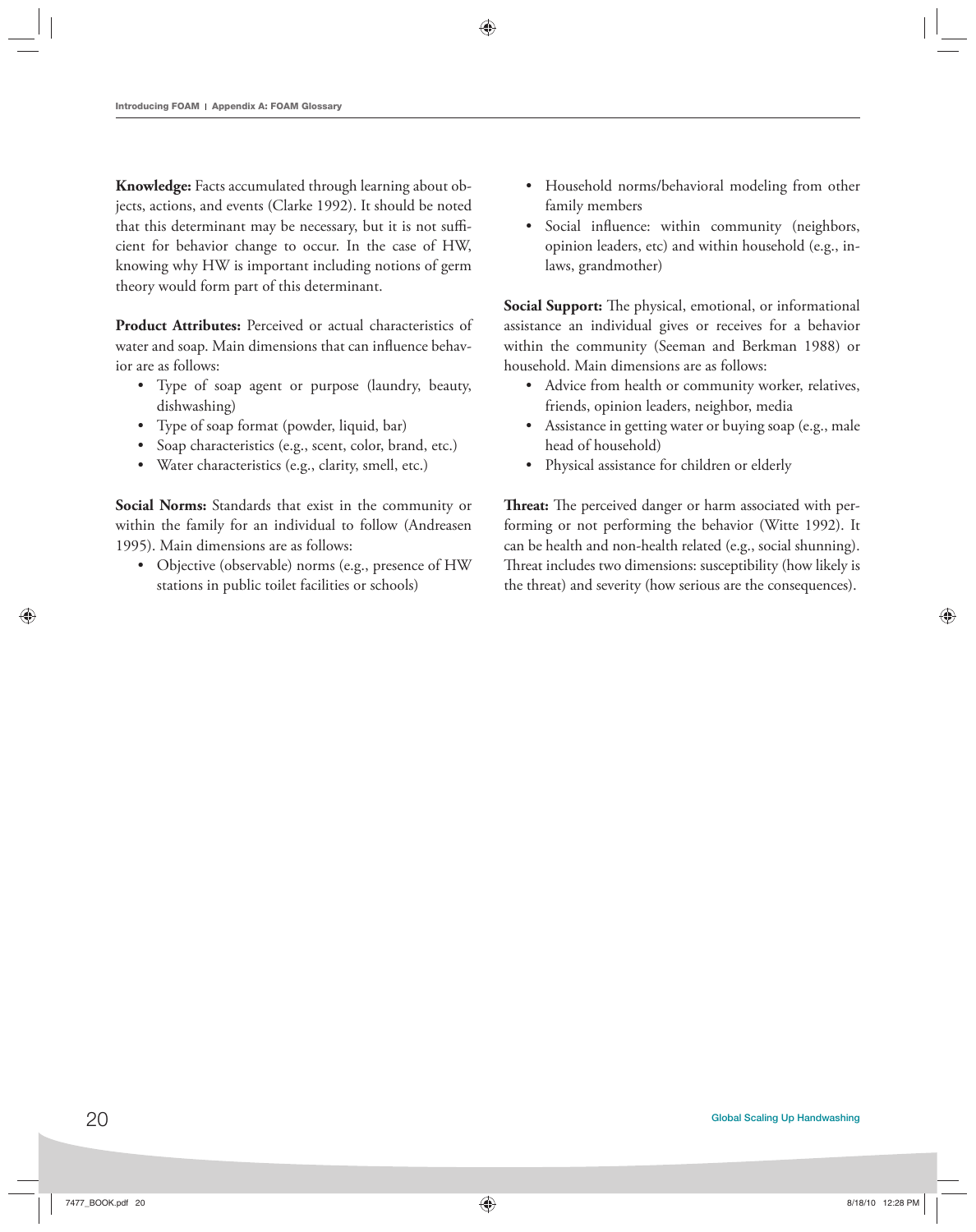**Knowledge:** Facts accumulated through learning about objects, actions, and events (Clarke 1992). It should be noted that this determinant may be necessary, but it is not sufficient for behavior change to occur. In the case of HW, knowing why HW is important including notions of germ theory would form part of this determinant.

**Product Attributes:** Perceived or actual characteristics of water and soap. Main dimensions that can influence behavior are as follows:

- Type of soap agent or purpose (laundry, beauty, dishwashing)
- Type of soap format (powder, liquid, bar)
- Soap characteristics (e.g., scent, color, brand, etc.)
- Water characteristics (e.g., clarity, smell, etc.)

**Social Norms:** Standards that exist in the community or within the family for an individual to follow (Andreasen 1995). Main dimensions are as follows:

- Objective (observable) norms (e.g., presence of HW stations in public toilet facilities or schools)
- Household norms/behavioral modeling from other family members
- Social influence: within community (neighbors, opinion leaders, etc) and within household (e.g., in-laws, grandmother)

**Social Support:** The physical, emotional, or informational assistance an individual gives or receives for a behavior within the community (Seeman and Berkman 1988) or household. Main dimensions are as follows:

- Advice from health or community worker, relatives, friends, opinion leaders, neighbor, media
- Assistance in getting water or buying soap (e.g., male head of household)
- Physical assistance for children or elderly

**Threat:** The perceived danger or harm associated with performing or not performing the behavior (Witte 1992). It can be health and non-health related (e.g., social shunning). Threat includes two dimensions: susceptibility (how likely is the threat) and severity (how serious are the consequences).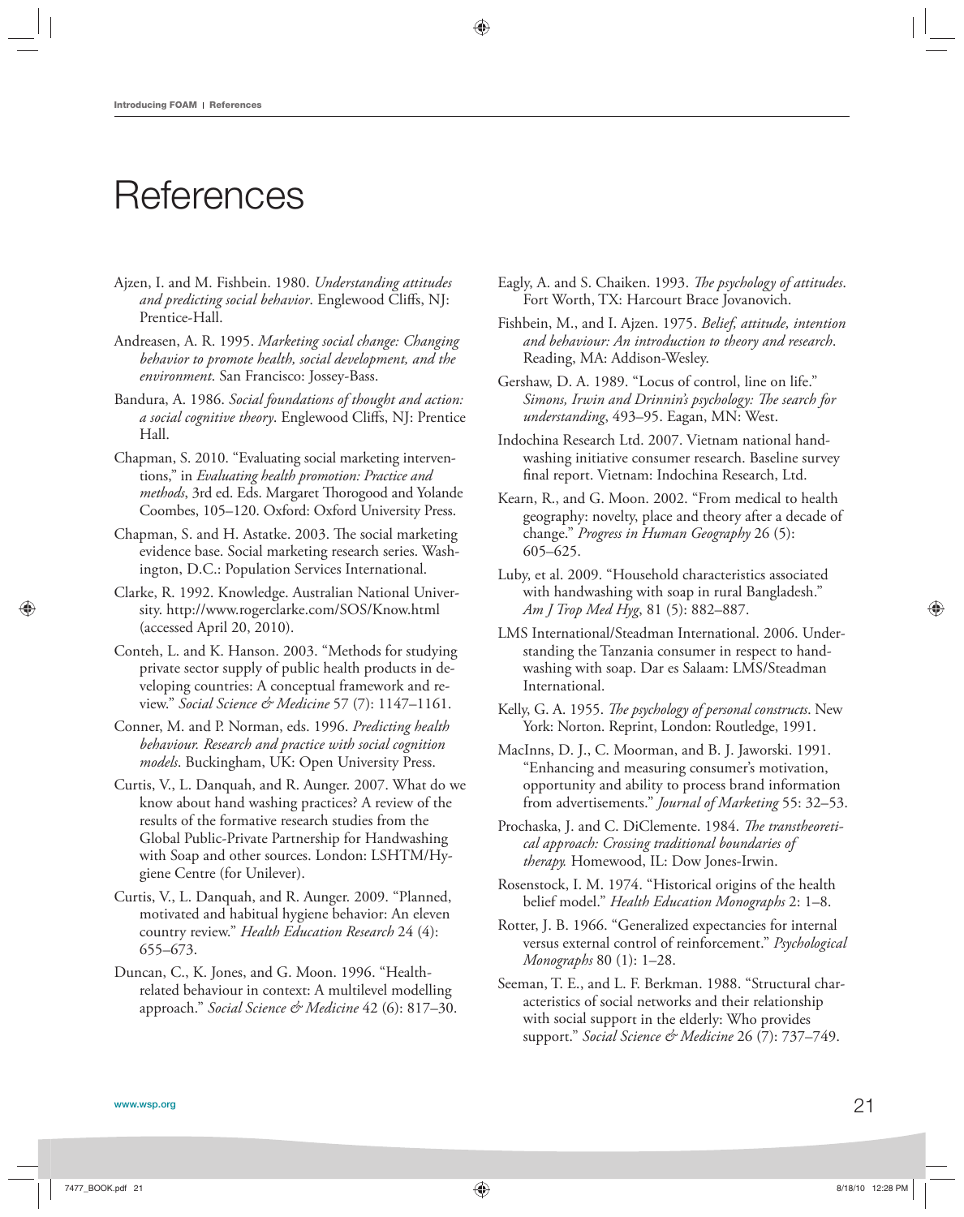# References

Ajzen, I. and M. Fishbein. 1980. *Understanding attitudes and predicting social behavior*. Englewood Cliffs, NJ: Prentice-Hall.

Andreasen, A. R. 1995. *Marketing social change: Changing behavior to promote health, social development, and the environment*. San Francisco: Jossey-Bass.

Bandura, A. 1986. *Social foundations of thought and action: a social cognitive theory*. Englewood Cliffs, NJ: Prentice Hall.

Chapman, S. 2010. "Evaluating social marketing interventions," in *Evaluating health promotion: Practice and methods*, 3rd ed. Eds. Margaret Thorogood and Yolande Coombes, 105–120. Oxford: Oxford University Press.

Chapman, S. and H. Astatke. 2003. The social marketing evidence base. Social marketing research series. Washington, D.C.: Population Services International.

Clarke, R. 1992. Knowledge. Australian National University. http://www.rogerclarke.com/SOS/Know.html (accessed April 20, 2010).

Conteh, L. and K. Hanson. 2003. "Methods for studying private sector supply of public health products in developing countries: A conceptual framework and review." *Social Science & Medicine* 57 (7): 1147–1161.

Conner, M. and P. Norman, eds. 1996. *Predicting health behaviour. Research and practice with social cognition models*. Buckingham, UK: Open University Press.

Curtis, V., L. Danquah, and R. Aunger. 2007. What do we know about hand washing practices? A review of the results of the formative research studies from the Global Public-Private Partnership for Handwashing with Soap and other sources. London: LSHTM/Hygiene Centre (for Unilever).

Curtis, V., L. Danquah, and R. Aunger. 2009. "Planned, motivated and habitual hygiene behavior: An eleven country review." *Health Education Research* 24 (4): 655–673.

Duncan, C., K. Jones, and G. Moon. 1996. "Health-related behaviour in context: A multilevel modelling approach." *Social Science & Medicine* 42 (6): 817–30.

Eagly, A. and S. Chaiken. 1993. *The psychology of attitudes*. Fort Worth, TX: Harcourt Brace Jovanovich.

Fishbein, M., and I. Ajzen. 1975. *Belief, attitude, intention and behaviour: An introduction to theory and research*. Reading, MA: Addison-Wesley.

Gershaw, D. A. 1989. "Locus of control, line on life." *Simons, Irwin and Drinnin's psychology: The search for understanding*, 493–95. Eagan, MN: West.

Indochina Research Ltd. 2007. Vietnam national handwashing initiative consumer research. Baseline survey final report. Vietnam: Indochina Research, Ltd.

Kearn, R., and G. Moon. 2002. "From medical to health geography: novelty, place and theory after a decade of change." *Progress in Human Geography* 26 (5): 605–625.

Luby, et al. 2009. "Household characteristics associated with handwashing with soap in rural Bangladesh." *Am J Trop Med Hyg*, 81 (5): 882–887.

LMS International/Steadman International. 2006. Understanding the Tanzania consumer in respect to handwashing with soap. Dar es Salaam: LMS/Steadman International.

Kelly, G. A. 1955. *The psychology of personal constructs*. New York: Norton. Reprint, London: Routledge, 1991.

MacInns, D. J., C. Moorman, and B. J. Jaworski. 1991. "Enhancing and measuring consumer's motivation, opportunity and ability to process brand information from advertisements." *Journal of Marketing* 55: 32–53.

Prochaska, J. and C. DiClemente. 1984. *The transtheoretical approach: Crossing traditional boundaries of therapy.* Homewood, IL: Dow Jones-Irwin.

Rosenstock, I. M. 1974. "Historical origins of the health belief model." *Health Education Monographs* 2: 1–8.

Rotter, J. B. 1966. "Generalized expectancies for internal versus external control of reinforcement." *Psychological Monographs* 80 (1): 1–28.

Seeman, T. E., and L. F. Berkman. 1988. "Structural characteristics of social networks and their relationship with social support in the elderly: Who provides support." *Social Science & Medicine* 26 (7): 737–749.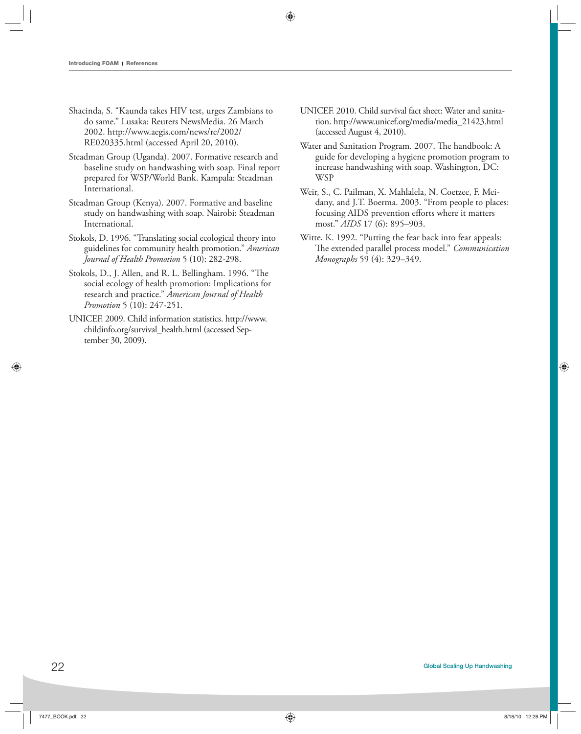Shacinda, S. "Kaunda takes HIV test, urges Zambians to do same." Lusaka: Reuters NewsMedia. 26 March 2002. http://www.aegis.com/news/re/2002/RE020335.html (accessed April 20, 2010).

Steadman Group (Uganda). 2007. Formative research and baseline study on handwashing with soap. Final report prepared for WSP/World Bank. Kampala: Steadman International.

Steadman Group (Kenya). 2007. Formative and baseline study on handwashing with soap. Nairobi: Steadman International.

Stokols, D. 1996. "Translating social ecological theory into guidelines for community health promotion." *American Journal of Health Promotion* 5 (10): 282-298.

Stokols, D., J. Allen, and R. L. Bellingham. 1996. "The social ecology of health promotion: Implications for research and practice." *American Journal of Health Promotion* 5 (10): 247-251.

UNICEF. 2009. Child information statistics. http://www.childinfo.org/survival_health.html (accessed September 30, 2009).

UNICEF. 2010. Child survival fact sheet: Water and sanitation. http://www.unicef.org/media/media_21423.html (accessed August 4, 2010).

Water and Sanitation Program. 2007. The handbook: A guide for developing a hygiene promotion program to increase handwashing with soap. Washington, DC: WSP

Weir, S., C. Pailman, X. Mahlalela, N. Coetzee, F. Meidany, and J.T. Boerma. 2003. "From people to places: focusing AIDS prevention efforts where it matters most." *AIDS* 17 (6): 895–903.

Witte, K. 1992. "Putting the fear back into fear appeals: The extended parallel process model." *Communication Monographs* 59 (4): 329–349.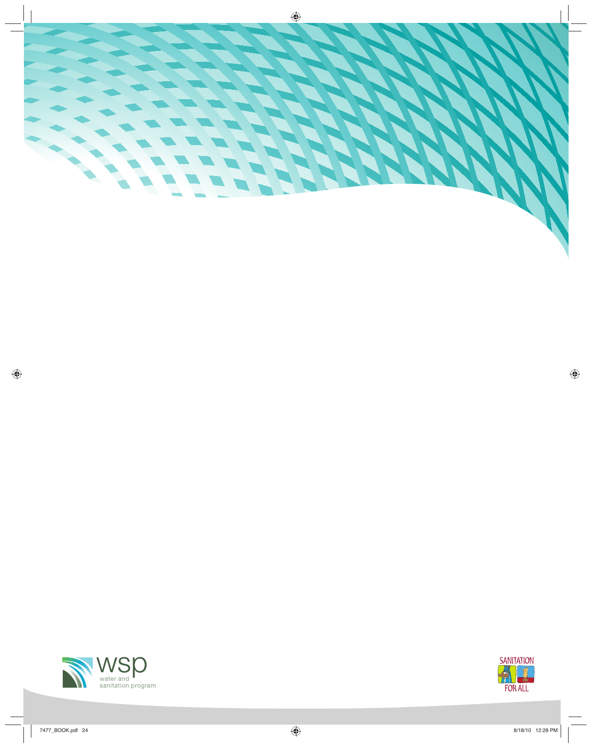wsp
water and
sanitation program

SANITATION
FOR ALL